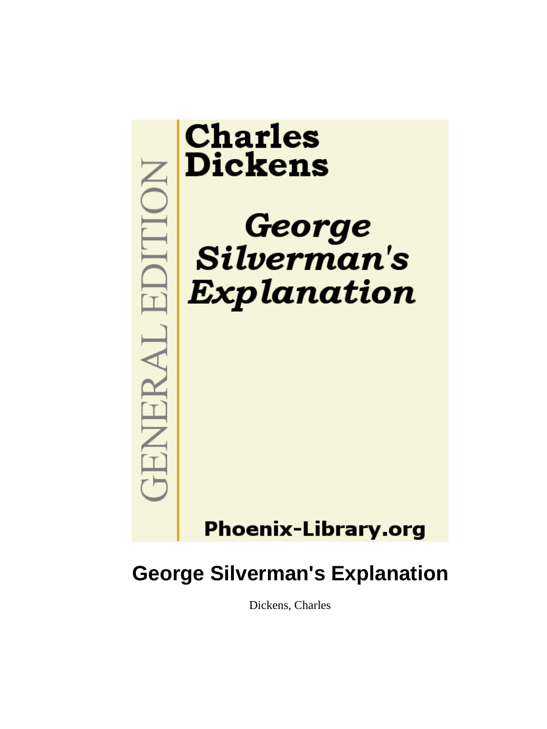Charles Dickens

*George Silverman's Explanation*

GENERAL EDITION

Phoenix-Library.org

# George Silverman's Explanation

Dickens, Charles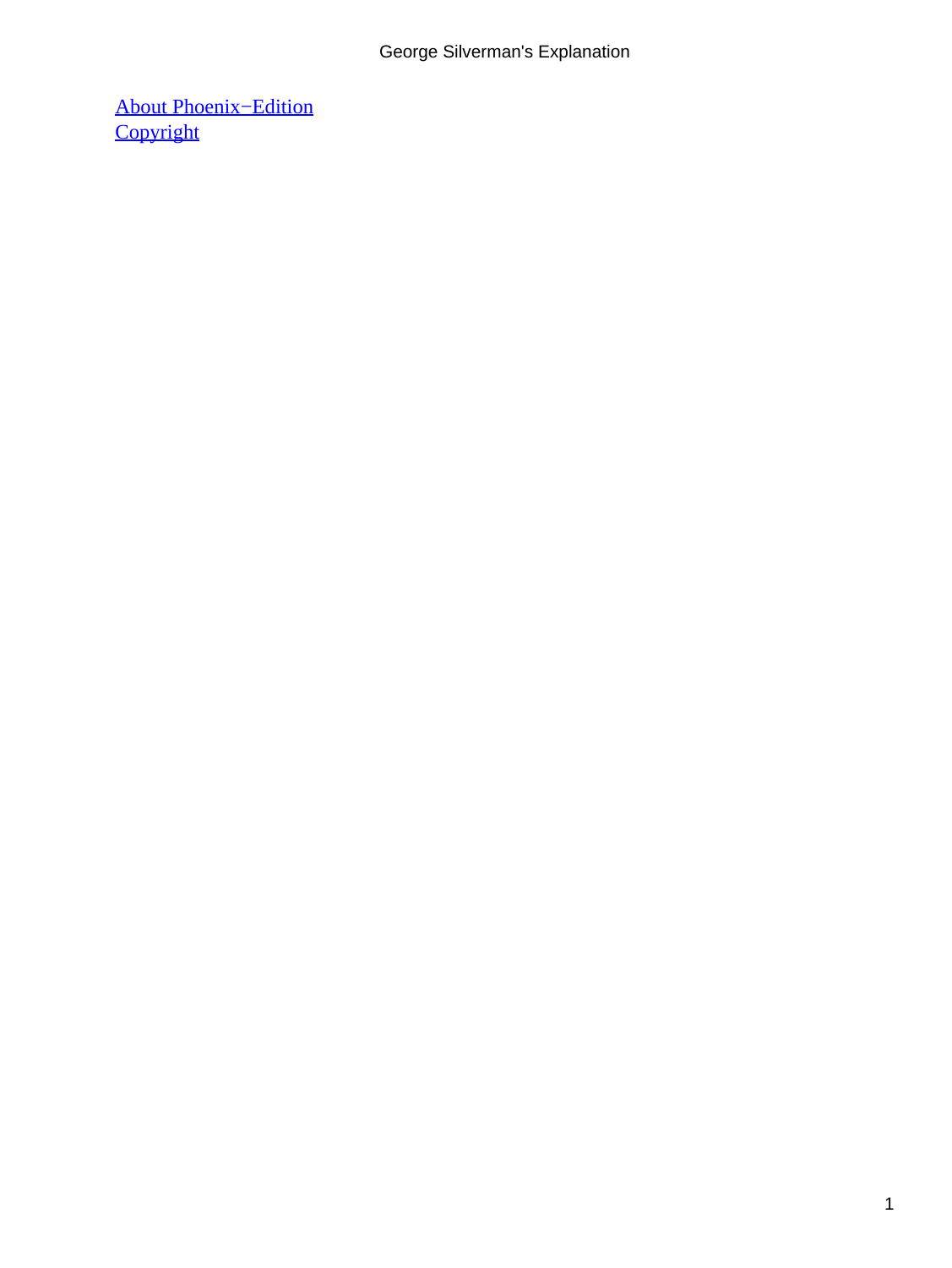[About Phoenix−Edition](#)
[Copyright](#)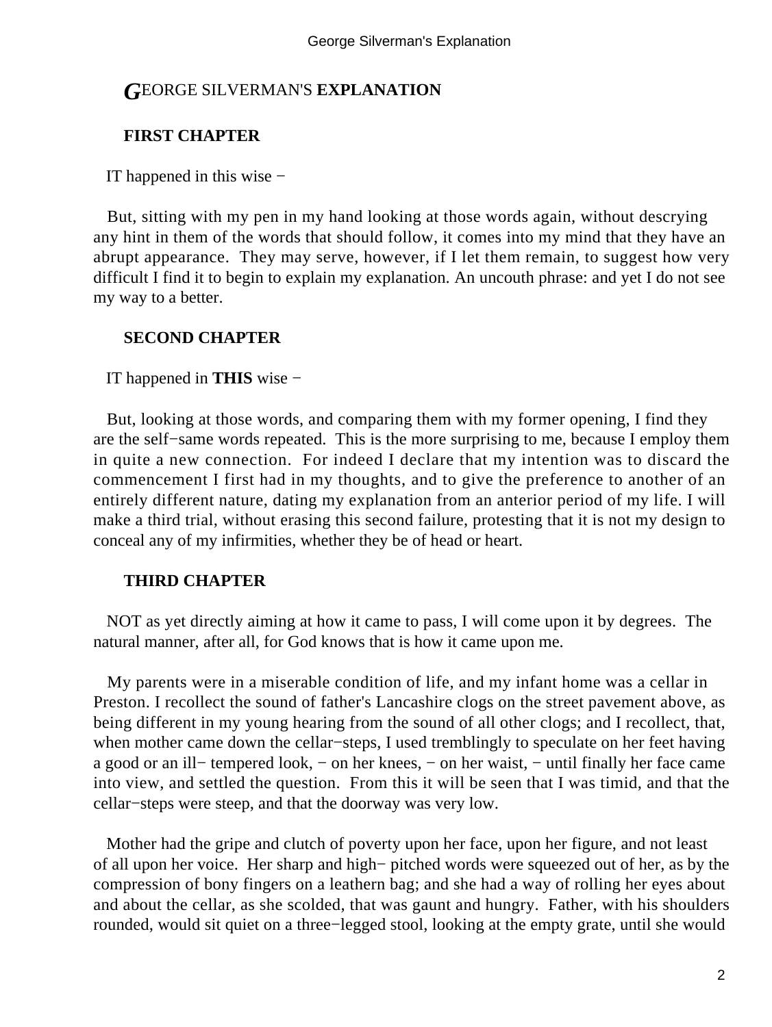## GEORGE SILVERMAN'S **EXPLANATION**

### FIRST CHAPTER

IT happened in this wise −

But, sitting with my pen in my hand looking at those words again, without descrying any hint in them of the words that should follow, it comes into my mind that they have an abrupt appearance. They may serve, however, if I let them remain, to suggest how very difficult I find it to begin to explain my explanation. An uncouth phrase: and yet I do not see my way to a better.

### SECOND CHAPTER

IT happened in **THIS** wise −

But, looking at those words, and comparing them with my former opening, I find they are the self−same words repeated. This is the more surprising to me, because I employ them in quite a new connection. For indeed I declare that my intention was to discard the commencement I first had in my thoughts, and to give the preference to another of an entirely different nature, dating my explanation from an anterior period of my life. I will make a third trial, without erasing this second failure, protesting that it is not my design to conceal any of my infirmities, whether they be of head or heart.

### THIRD CHAPTER

NOT as yet directly aiming at how it came to pass, I will come upon it by degrees. The natural manner, after all, for God knows that is how it came upon me.

My parents were in a miserable condition of life, and my infant home was a cellar in Preston. I recollect the sound of father's Lancashire clogs on the street pavement above, as being different in my young hearing from the sound of all other clogs; and I recollect, that, when mother came down the cellar−steps, I used tremblingly to speculate on her feet having a good or an ill− tempered look, − on her knees, − on her waist, − until finally her face came into view, and settled the question. From this it will be seen that I was timid, and that the cellar−steps were steep, and that the doorway was very low.

Mother had the gripe and clutch of poverty upon her face, upon her figure, and not least of all upon her voice. Her sharp and high− pitched words were squeezed out of her, as by the compression of bony fingers on a leathern bag; and she had a way of rolling her eyes about and about the cellar, as she scolded, that was gaunt and hungry. Father, with his shoulders rounded, would sit quiet on a three−legged stool, looking at the empty grate, until she would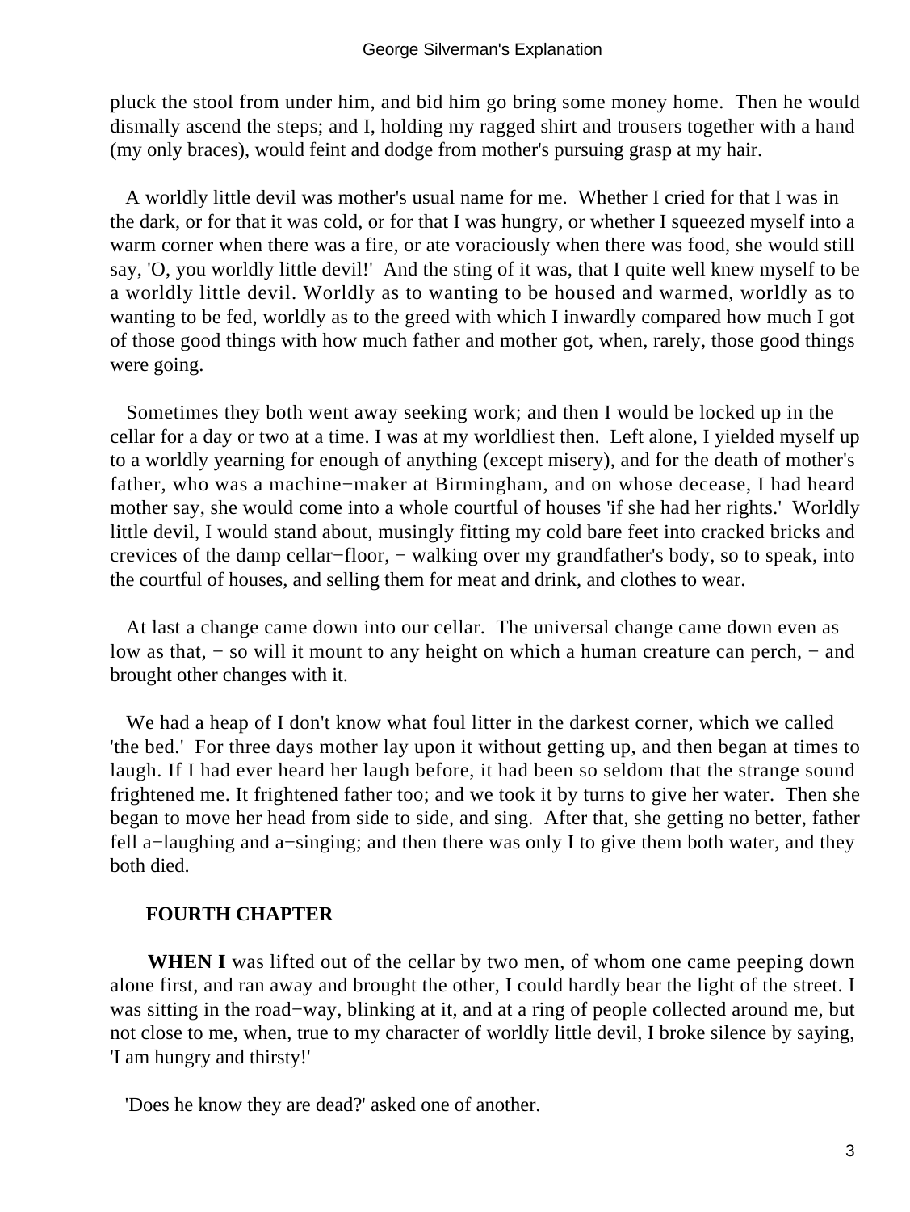pluck the stool from under him, and bid him go bring some money home. Then he would dismally ascend the steps; and I, holding my ragged shirt and trousers together with a hand (my only braces), would feint and dodge from mother's pursuing grasp at my hair.

A worldly little devil was mother's usual name for me. Whether I cried for that I was in the dark, or for that it was cold, or for that I was hungry, or whether I squeezed myself into a warm corner when there was a fire, or ate voraciously when there was food, she would still say, 'O, you worldly little devil!' And the sting of it was, that I quite well knew myself to be a worldly little devil. Worldly as to wanting to be housed and warmed, worldly as to wanting to be fed, worldly as to the greed with which I inwardly compared how much I got of those good things with how much father and mother got, when, rarely, those good things were going.

Sometimes they both went away seeking work; and then I would be locked up in the cellar for a day or two at a time. I was at my worldliest then. Left alone, I yielded myself up to a worldly yearning for enough of anything (except misery), and for the death of mother's father, who was a machine−maker at Birmingham, and on whose decease, I had heard mother say, she would come into a whole courtful of houses 'if she had her rights.' Worldly little devil, I would stand about, musingly fitting my cold bare feet into cracked bricks and crevices of the damp cellar−floor, − walking over my grandfather's body, so to speak, into the courtful of houses, and selling them for meat and drink, and clothes to wear.

At last a change came down into our cellar. The universal change came down even as low as that, − so will it mount to any height on which a human creature can perch, − and brought other changes with it.

We had a heap of I don't know what foul litter in the darkest corner, which we called 'the bed.' For three days mother lay upon it without getting up, and then began at times to laugh. If I had ever heard her laugh before, it had been so seldom that the strange sound frightened me. It frightened father too; and we took it by turns to give her water. Then she began to move her head from side to side, and sing. After that, she getting no better, father fell a−laughing and a−singing; and then there was only I to give them both water, and they both died.

## FOURTH CHAPTER

**WHEN I** was lifted out of the cellar by two men, of whom one came peeping down alone first, and ran away and brought the other, I could hardly bear the light of the street. I was sitting in the road−way, blinking at it, and at a ring of people collected around me, but not close to me, when, true to my character of worldly little devil, I broke silence by saying, 'I am hungry and thirsty!'

'Does he know they are dead?' asked one of another.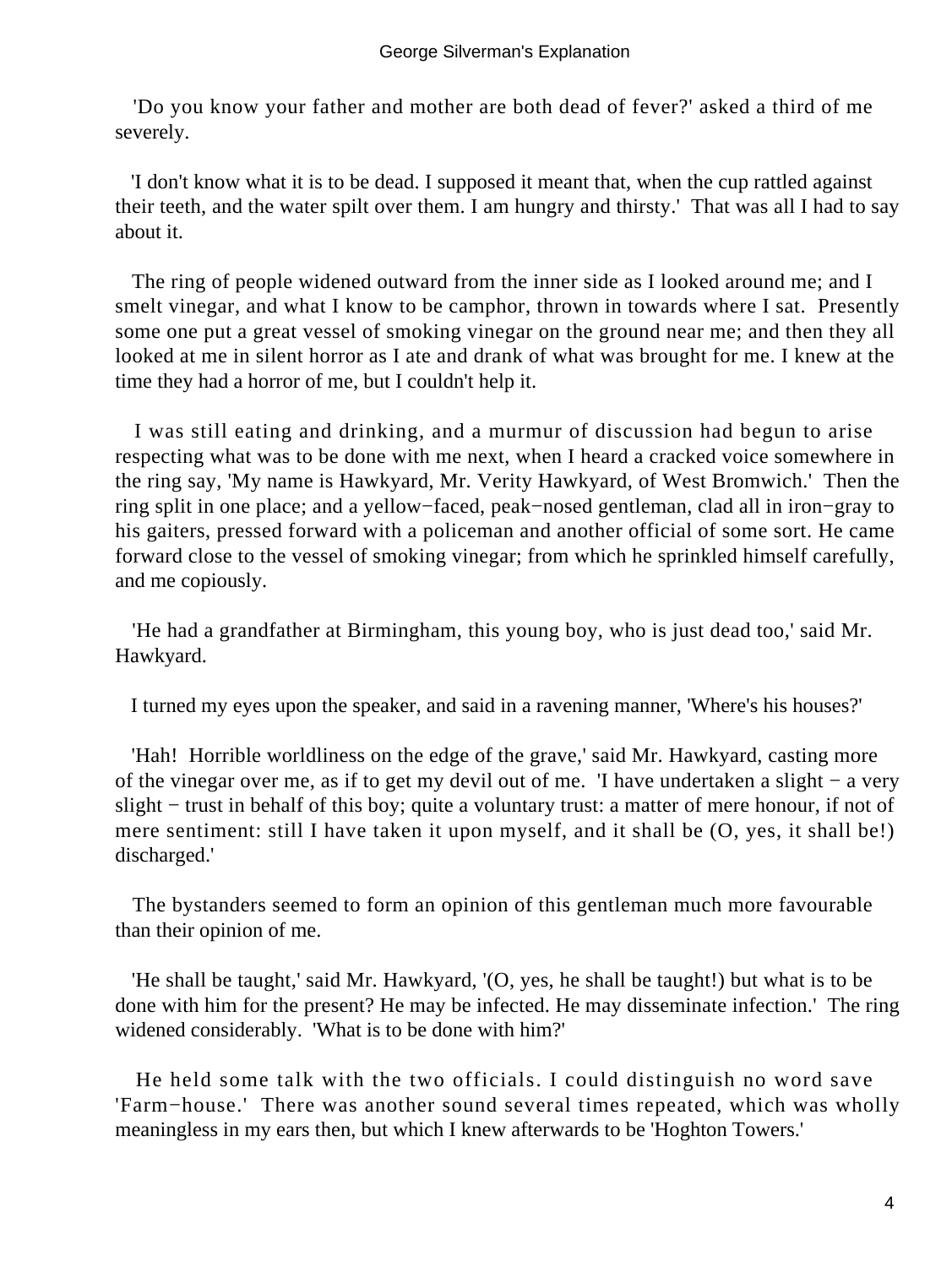'Do you know your father and mother are both dead of fever?' asked a third of me severely.

'I don't know what it is to be dead. I supposed it meant that, when the cup rattled against their teeth, and the water spilt over them. I am hungry and thirsty.' That was all I had to say about it.

The ring of people widened outward from the inner side as I looked around me; and I smelt vinegar, and what I know to be camphor, thrown in towards where I sat. Presently some one put a great vessel of smoking vinegar on the ground near me; and then they all looked at me in silent horror as I ate and drank of what was brought for me. I knew at the time they had a horror of me, but I couldn't help it.

I was still eating and drinking, and a murmur of discussion had begun to arise respecting what was to be done with me next, when I heard a cracked voice somewhere in the ring say, 'My name is Hawkyard, Mr. Verity Hawkyard, of West Bromwich.' Then the ring split in one place; and a yellow−faced, peak−nosed gentleman, clad all in iron−gray to his gaiters, pressed forward with a policeman and another official of some sort. He came forward close to the vessel of smoking vinegar; from which he sprinkled himself carefully, and me copiously.

'He had a grandfather at Birmingham, this young boy, who is just dead too,' said Mr. Hawkyard.

I turned my eyes upon the speaker, and said in a ravening manner, 'Where's his houses?'

'Hah! Horrible worldliness on the edge of the grave,' said Mr. Hawkyard, casting more of the vinegar over me, as if to get my devil out of me. 'I have undertaken a slight − a very slight − trust in behalf of this boy; quite a voluntary trust: a matter of mere honour, if not of mere sentiment: still I have taken it upon myself, and it shall be (O, yes, it shall be!) discharged.'

The bystanders seemed to form an opinion of this gentleman much more favourable than their opinion of me.

'He shall be taught,' said Mr. Hawkyard, '(O, yes, he shall be taught!) but what is to be done with him for the present? He may be infected. He may disseminate infection.' The ring widened considerably. 'What is to be done with him?'

He held some talk with the two officials. I could distinguish no word save 'Farm−house.' There was another sound several times repeated, which was wholly meaningless in my ears then, but which I knew afterwards to be 'Hoghton Towers.'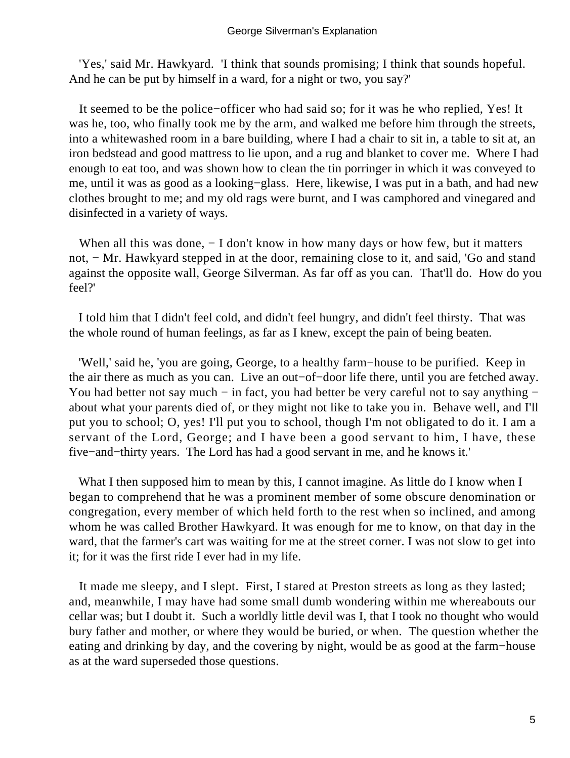'Yes,' said Mr. Hawkyard. 'I think that sounds promising; I think that sounds hopeful. And he can be put by himself in a ward, for a night or two, you say?'

It seemed to be the police−officer who had said so; for it was he who replied, Yes! It was he, too, who finally took me by the arm, and walked me before him through the streets, into a whitewashed room in a bare building, where I had a chair to sit in, a table to sit at, an iron bedstead and good mattress to lie upon, and a rug and blanket to cover me. Where I had enough to eat too, and was shown how to clean the tin porringer in which it was conveyed to me, until it was as good as a looking−glass. Here, likewise, I was put in a bath, and had new clothes brought to me; and my old rags were burnt, and I was camphored and vinegared and disinfected in a variety of ways.

When all this was done, − I don't know in how many days or how few, but it matters not, − Mr. Hawkyard stepped in at the door, remaining close to it, and said, 'Go and stand against the opposite wall, George Silverman. As far off as you can. That'll do. How do you feel?'

I told him that I didn't feel cold, and didn't feel hungry, and didn't feel thirsty. That was the whole round of human feelings, as far as I knew, except the pain of being beaten.

'Well,' said he, 'you are going, George, to a healthy farm−house to be purified. Keep in the air there as much as you can. Live an out−of−door life there, until you are fetched away. You had better not say much − in fact, you had better be very careful not to say anything − about what your parents died of, or they might not like to take you in. Behave well, and I'll put you to school; O, yes! I'll put you to school, though I'm not obligated to do it. I am a servant of the Lord, George; and I have been a good servant to him, I have, these five−and−thirty years. The Lord has had a good servant in me, and he knows it.'

What I then supposed him to mean by this, I cannot imagine. As little do I know when I began to comprehend that he was a prominent member of some obscure denomination or congregation, every member of which held forth to the rest when so inclined, and among whom he was called Brother Hawkyard. It was enough for me to know, on that day in the ward, that the farmer's cart was waiting for me at the street corner. I was not slow to get into it; for it was the first ride I ever had in my life.

It made me sleepy, and I slept. First, I stared at Preston streets as long as they lasted; and, meanwhile, I may have had some small dumb wondering within me whereabouts our cellar was; but I doubt it. Such a worldly little devil was I, that I took no thought who would bury father and mother, or where they would be buried, or when. The question whether the eating and drinking by day, and the covering by night, would be as good at the farm−house as at the ward superseded those questions.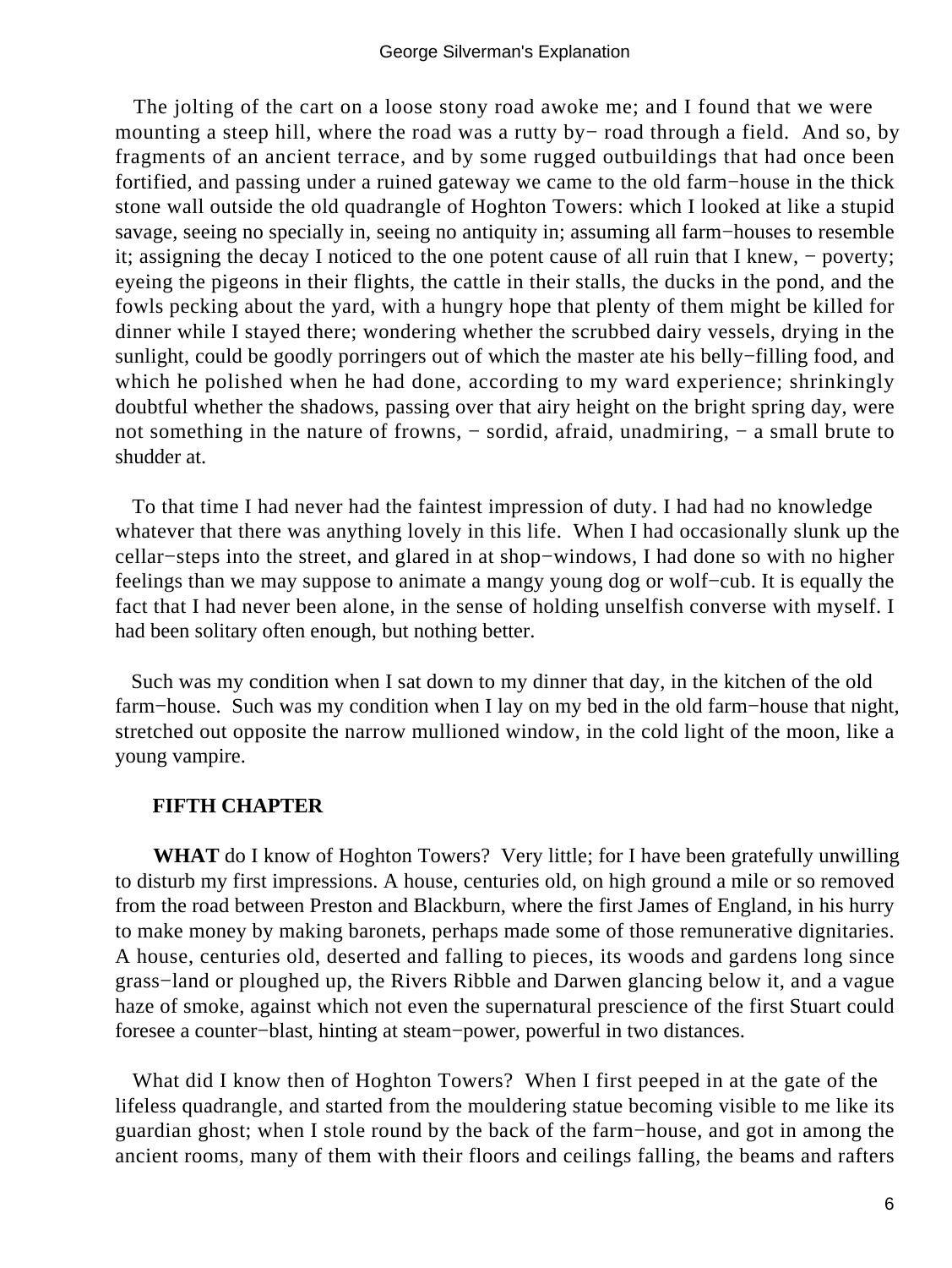The jolting of the cart on a loose stony road awoke me; and I found that we were mounting a steep hill, where the road was a rutty by− road through a field. And so, by fragments of an ancient terrace, and by some rugged outbuildings that had once been fortified, and passing under a ruined gateway we came to the old farm−house in the thick stone wall outside the old quadrangle of Hoghton Towers: which I looked at like a stupid savage, seeing no specially in, seeing no antiquity in; assuming all farm−houses to resemble it; assigning the decay I noticed to the one potent cause of all ruin that I knew, − poverty; eyeing the pigeons in their flights, the cattle in their stalls, the ducks in the pond, and the fowls pecking about the yard, with a hungry hope that plenty of them might be killed for dinner while I stayed there; wondering whether the scrubbed dairy vessels, drying in the sunlight, could be goodly porringers out of which the master ate his belly−filling food, and which he polished when he had done, according to my ward experience; shrinkingly doubtful whether the shadows, passing over that airy height on the bright spring day, were not something in the nature of frowns, − sordid, afraid, unadmiring, − a small brute to shudder at.

To that time I had never had the faintest impression of duty. I had had no knowledge whatever that there was anything lovely in this life. When I had occasionally slunk up the cellar−steps into the street, and glared in at shop−windows, I had done so with no higher feelings than we may suppose to animate a mangy young dog or wolf−cub. It is equally the fact that I had never been alone, in the sense of holding unselfish converse with myself. I had been solitary often enough, but nothing better.

Such was my condition when I sat down to my dinner that day, in the kitchen of the old farm−house. Such was my condition when I lay on my bed in the old farm−house that night, stretched out opposite the narrow mullioned window, in the cold light of the moon, like a young vampire.

## FIFTH CHAPTER

**WHAT** do I know of Hoghton Towers? Very little; for I have been gratefully unwilling to disturb my first impressions. A house, centuries old, on high ground a mile or so removed from the road between Preston and Blackburn, where the first James of England, in his hurry to make money by making baronets, perhaps made some of those remunerative dignitaries. A house, centuries old, deserted and falling to pieces, its woods and gardens long since grass−land or ploughed up, the Rivers Ribble and Darwen glancing below it, and a vague haze of smoke, against which not even the supernatural prescience of the first Stuart could foresee a counter−blast, hinting at steam−power, powerful in two distances.

What did I know then of Hoghton Towers? When I first peeped in at the gate of the lifeless quadrangle, and started from the mouldering statue becoming visible to me like its guardian ghost; when I stole round by the back of the farm−house, and got in among the ancient rooms, many of them with their floors and ceilings falling, the beams and rafters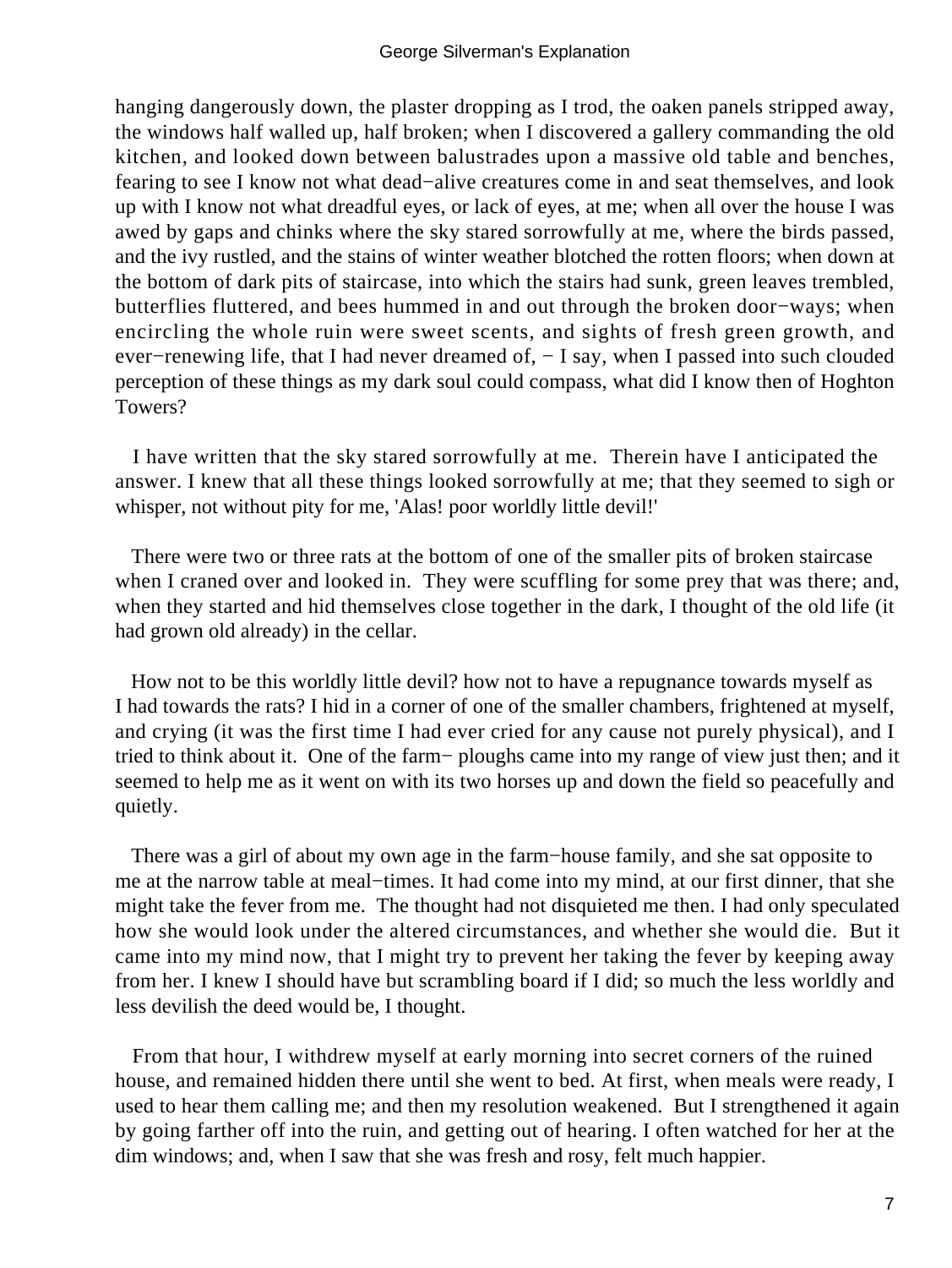hanging dangerously down, the plaster dropping as I trod, the oaken panels stripped away, the windows half walled up, half broken; when I discovered a gallery commanding the old kitchen, and looked down between balustrades upon a massive old table and benches, fearing to see I know not what dead−alive creatures come in and seat themselves, and look up with I know not what dreadful eyes, or lack of eyes, at me; when all over the house I was awed by gaps and chinks where the sky stared sorrowfully at me, where the birds passed, and the ivy rustled, and the stains of winter weather blotched the rotten floors; when down at the bottom of dark pits of staircase, into which the stairs had sunk, green leaves trembled, butterflies fluttered, and bees hummed in and out through the broken door−ways; when encircling the whole ruin were sweet scents, and sights of fresh green growth, and ever−renewing life, that I had never dreamed of, − I say, when I passed into such clouded perception of these things as my dark soul could compass, what did I know then of Hoghton Towers?

I have written that the sky stared sorrowfully at me. Therein have I anticipated the answer. I knew that all these things looked sorrowfully at me; that they seemed to sigh or whisper, not without pity for me, 'Alas! poor worldly little devil!'

There were two or three rats at the bottom of one of the smaller pits of broken staircase when I craned over and looked in. They were scuffling for some prey that was there; and, when they started and hid themselves close together in the dark, I thought of the old life (it had grown old already) in the cellar.

How not to be this worldly little devil? how not to have a repugnance towards myself as I had towards the rats? I hid in a corner of one of the smaller chambers, frightened at myself, and crying (it was the first time I had ever cried for any cause not purely physical), and I tried to think about it. One of the farm− ploughs came into my range of view just then; and it seemed to help me as it went on with its two horses up and down the field so peacefully and quietly.

There was a girl of about my own age in the farm−house family, and she sat opposite to me at the narrow table at meal−times. It had come into my mind, at our first dinner, that she might take the fever from me. The thought had not disquieted me then. I had only speculated how she would look under the altered circumstances, and whether she would die. But it came into my mind now, that I might try to prevent her taking the fever by keeping away from her. I knew I should have but scrambling board if I did; so much the less worldly and less devilish the deed would be, I thought.

From that hour, I withdrew myself at early morning into secret corners of the ruined house, and remained hidden there until she went to bed. At first, when meals were ready, I used to hear them calling me; and then my resolution weakened. But I strengthened it again by going farther off into the ruin, and getting out of hearing. I often watched for her at the dim windows; and, when I saw that she was fresh and rosy, felt much happier.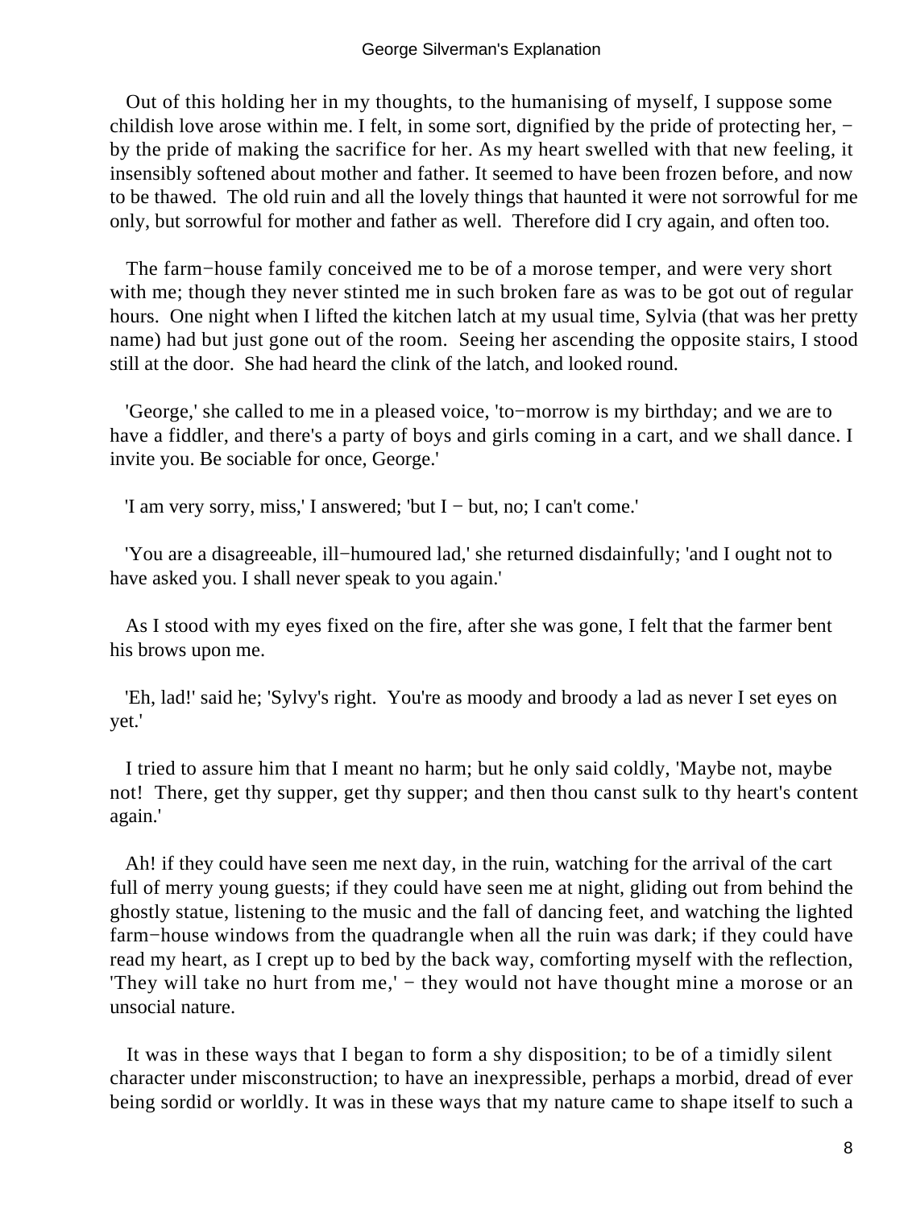Out of this holding her in my thoughts, to the humanising of myself, I suppose some childish love arose within me. I felt, in some sort, dignified by the pride of protecting her, − by the pride of making the sacrifice for her. As my heart swelled with that new feeling, it insensibly softened about mother and father. It seemed to have been frozen before, and now to be thawed. The old ruin and all the lovely things that haunted it were not sorrowful for me only, but sorrowful for mother and father as well. Therefore did I cry again, and often too.

The farm−house family conceived me to be of a morose temper, and were very short with me; though they never stinted me in such broken fare as was to be got out of regular hours. One night when I lifted the kitchen latch at my usual time, Sylvia (that was her pretty name) had but just gone out of the room. Seeing her ascending the opposite stairs, I stood still at the door. She had heard the clink of the latch, and looked round.

'George,' she called to me in a pleased voice, 'to−morrow is my birthday; and we are to have a fiddler, and there's a party of boys and girls coming in a cart, and we shall dance. I invite you. Be sociable for once, George.'

'I am very sorry, miss,' I answered; 'but I − but, no; I can't come.'

'You are a disagreeable, ill−humoured lad,' she returned disdainfully; 'and I ought not to have asked you. I shall never speak to you again.'

As I stood with my eyes fixed on the fire, after she was gone, I felt that the farmer bent his brows upon me.

'Eh, lad!' said he; 'Sylvy's right. You're as moody and broody a lad as never I set eyes on yet.'

I tried to assure him that I meant no harm; but he only said coldly, 'Maybe not, maybe not! There, get thy supper, get thy supper; and then thou canst sulk to thy heart's content again.'

Ah! if they could have seen me next day, in the ruin, watching for the arrival of the cart full of merry young guests; if they could have seen me at night, gliding out from behind the ghostly statue, listening to the music and the fall of dancing feet, and watching the lighted farm−house windows from the quadrangle when all the ruin was dark; if they could have read my heart, as I crept up to bed by the back way, comforting myself with the reflection, 'They will take no hurt from me,' − they would not have thought mine a morose or an unsocial nature.

It was in these ways that I began to form a shy disposition; to be of a timidly silent character under misconstruction; to have an inexpressible, perhaps a morbid, dread of ever being sordid or worldly. It was in these ways that my nature came to shape itself to such a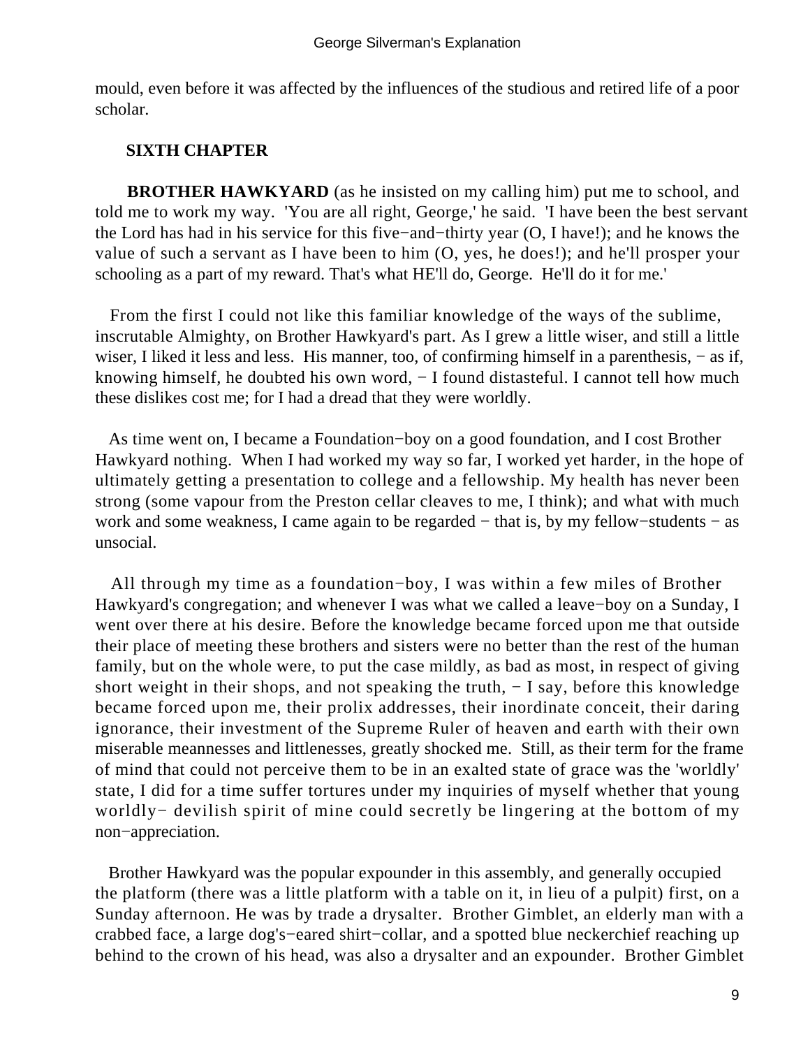mould, even before it was affected by the influences of the studious and retired life of a poor scholar.

## SIXTH CHAPTER

**BROTHER HAWKYARD** (as he insisted on my calling him) put me to school, and told me to work my way. 'You are all right, George,' he said. 'I have been the best servant the Lord has had in his service for this five−and−thirty year (O, I have!); and he knows the value of such a servant as I have been to him (O, yes, he does!); and he'll prosper your schooling as a part of my reward. That's what HE'll do, George. He'll do it for me.'

From the first I could not like this familiar knowledge of the ways of the sublime, inscrutable Almighty, on Brother Hawkyard's part. As I grew a little wiser, and still a little wiser, I liked it less and less. His manner, too, of confirming himself in a parenthesis, − as if, knowing himself, he doubted his own word, − I found distasteful. I cannot tell how much these dislikes cost me; for I had a dread that they were worldly.

As time went on, I became a Foundation−boy on a good foundation, and I cost Brother Hawkyard nothing. When I had worked my way so far, I worked yet harder, in the hope of ultimately getting a presentation to college and a fellowship. My health has never been strong (some vapour from the Preston cellar cleaves to me, I think); and what with much work and some weakness, I came again to be regarded − that is, by my fellow−students − as unsocial.

All through my time as a foundation−boy, I was within a few miles of Brother Hawkyard's congregation; and whenever I was what we called a leave−boy on a Sunday, I went over there at his desire. Before the knowledge became forced upon me that outside their place of meeting these brothers and sisters were no better than the rest of the human family, but on the whole were, to put the case mildly, as bad as most, in respect of giving short weight in their shops, and not speaking the truth, − I say, before this knowledge became forced upon me, their prolix addresses, their inordinate conceit, their daring ignorance, their investment of the Supreme Ruler of heaven and earth with their own miserable meannesses and littlenesses, greatly shocked me. Still, as their term for the frame of mind that could not perceive them to be in an exalted state of grace was the 'worldly' state, I did for a time suffer tortures under my inquiries of myself whether that young worldly− devilish spirit of mine could secretly be lingering at the bottom of my non−appreciation.

Brother Hawkyard was the popular expounder in this assembly, and generally occupied the platform (there was a little platform with a table on it, in lieu of a pulpit) first, on a Sunday afternoon. He was by trade a drysalter. Brother Gimblet, an elderly man with a crabbed face, a large dog's−eared shirt−collar, and a spotted blue neckerchief reaching up behind to the crown of his head, was also a drysalter and an expounder. Brother Gimblet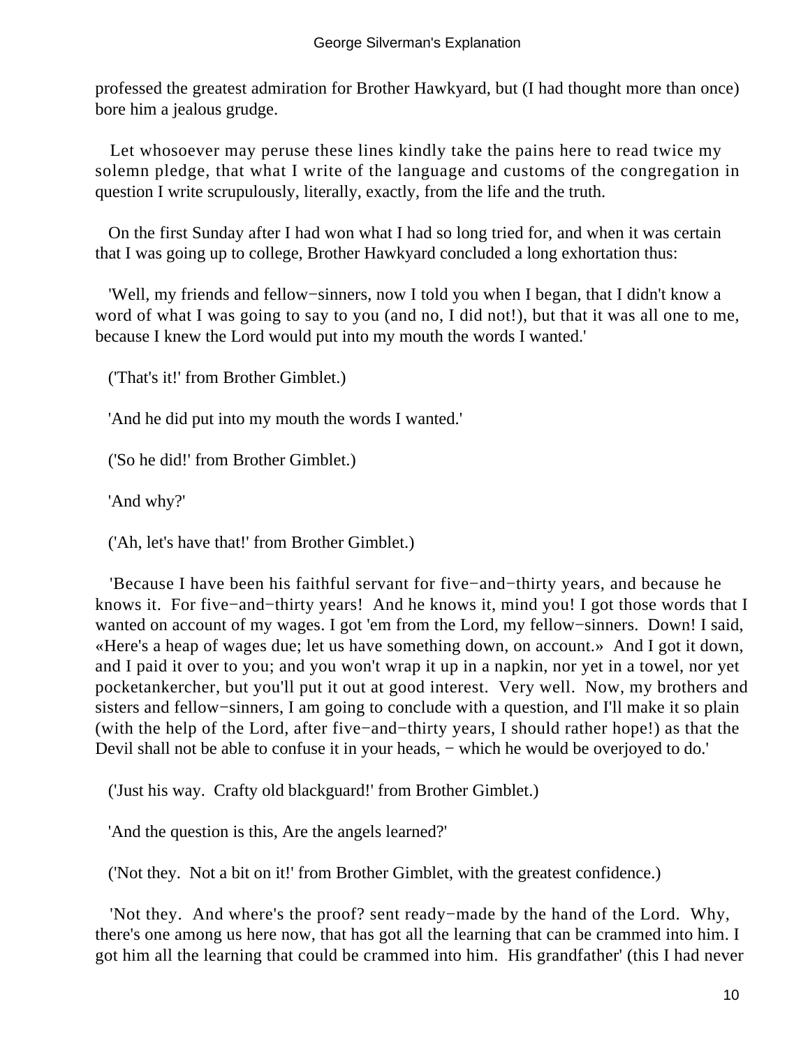professed the greatest admiration for Brother Hawkyard, but (I had thought more than once) bore him a jealous grudge.

Let whosoever may peruse these lines kindly take the pains here to read twice my solemn pledge, that what I write of the language and customs of the congregation in question I write scrupulously, literally, exactly, from the life and the truth.

On the first Sunday after I had won what I had so long tried for, and when it was certain that I was going up to college, Brother Hawkyard concluded a long exhortation thus:

'Well, my friends and fellow−sinners, now I told you when I began, that I didn't know a word of what I was going to say to you (and no, I did not!), but that it was all one to me, because I knew the Lord would put into my mouth the words I wanted.'

('That's it!' from Brother Gimblet.)

'And he did put into my mouth the words I wanted.'

('So he did!' from Brother Gimblet.)

'And why?'

('Ah, let's have that!' from Brother Gimblet.)

'Because I have been his faithful servant for five−and−thirty years, and because he knows it. For five−and−thirty years! And he knows it, mind you! I got those words that I wanted on account of my wages. I got 'em from the Lord, my fellow−sinners. Down! I said, «Here's a heap of wages due; let us have something down, on account.» And I got it down, and I paid it over to you; and you won't wrap it up in a napkin, nor yet in a towel, nor yet pocketankercher, but you'll put it out at good interest. Very well. Now, my brothers and sisters and fellow−sinners, I am going to conclude with a question, and I'll make it so plain (with the help of the Lord, after five−and−thirty years, I should rather hope!) as that the Devil shall not be able to confuse it in your heads, − which he would be overjoyed to do.'

('Just his way. Crafty old blackguard!' from Brother Gimblet.)

'And the question is this, Are the angels learned?'

('Not they. Not a bit on it!' from Brother Gimblet, with the greatest confidence.)

'Not they. And where's the proof? sent ready−made by the hand of the Lord. Why, there's one among us here now, that has got all the learning that can be crammed into him. I got him all the learning that could be crammed into him. His grandfather' (this I had never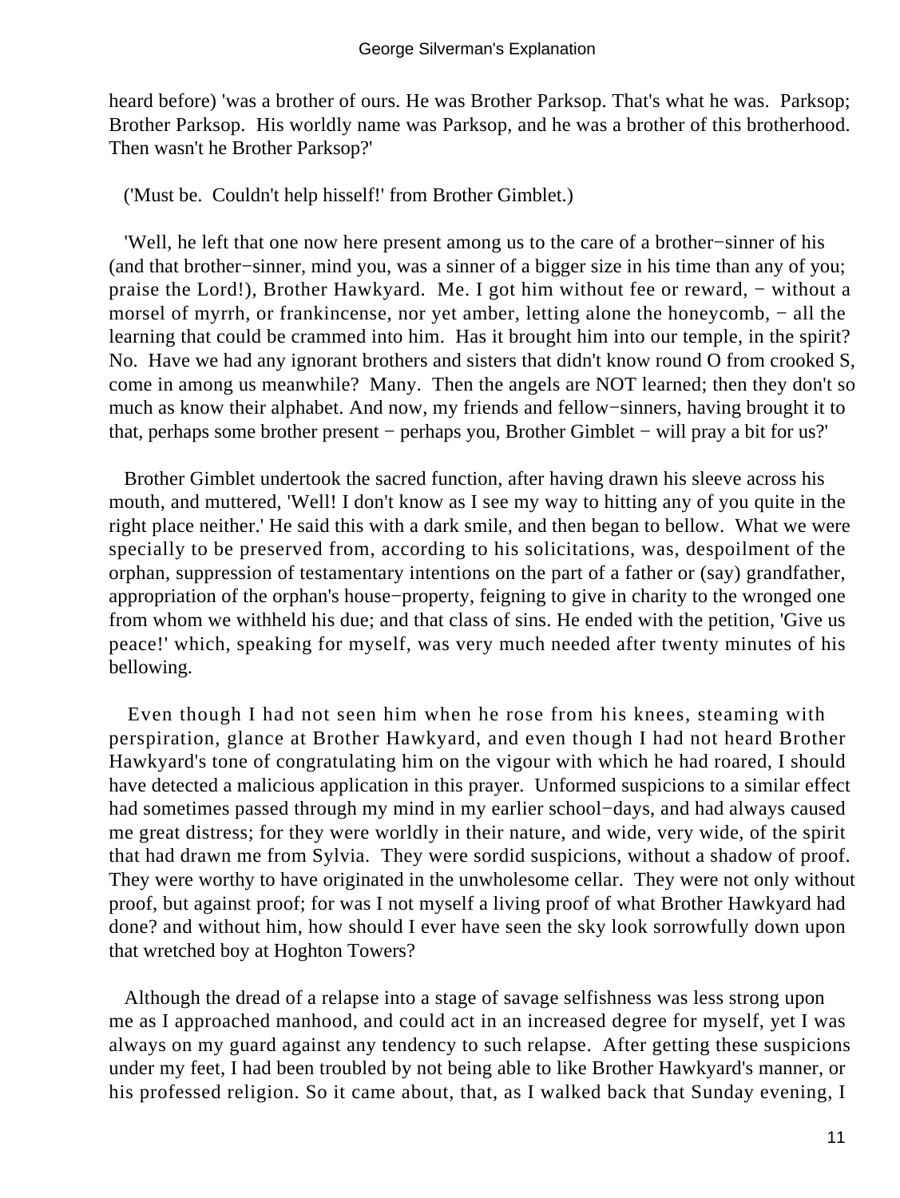heard before) 'was a brother of ours. He was Brother Parksop. That's what he was. Parksop; Brother Parksop. His worldly name was Parksop, and he was a brother of this brotherhood. Then wasn't he Brother Parksop?'

('Must be. Couldn't help hisself!' from Brother Gimblet.)

'Well, he left that one now here present among us to the care of a brother−sinner of his (and that brother−sinner, mind you, was a sinner of a bigger size in his time than any of you; praise the Lord!), Brother Hawkyard. Me. I got him without fee or reward, − without a morsel of myrrh, or frankincense, nor yet amber, letting alone the honeycomb, − all the learning that could be crammed into him. Has it brought him into our temple, in the spirit? No. Have we had any ignorant brothers and sisters that didn't know round O from crooked S, come in among us meanwhile? Many. Then the angels are NOT learned; then they don't so much as know their alphabet. And now, my friends and fellow−sinners, having brought it to that, perhaps some brother present − perhaps you, Brother Gimblet − will pray a bit for us?'

Brother Gimblet undertook the sacred function, after having drawn his sleeve across his mouth, and muttered, 'Well! I don't know as I see my way to hitting any of you quite in the right place neither.' He said this with a dark smile, and then began to bellow. What we were specially to be preserved from, according to his solicitations, was, despoilment of the orphan, suppression of testamentary intentions on the part of a father or (say) grandfather, appropriation of the orphan's house−property, feigning to give in charity to the wronged one from whom we withheld his due; and that class of sins. He ended with the petition, 'Give us peace!' which, speaking for myself, was very much needed after twenty minutes of his bellowing.

Even though I had not seen him when he rose from his knees, steaming with perspiration, glance at Brother Hawkyard, and even though I had not heard Brother Hawkyard's tone of congratulating him on the vigour with which he had roared, I should have detected a malicious application in this prayer. Unformed suspicions to a similar effect had sometimes passed through my mind in my earlier school−days, and had always caused me great distress; for they were worldly in their nature, and wide, very wide, of the spirit that had drawn me from Sylvia. They were sordid suspicions, without a shadow of proof. They were worthy to have originated in the unwholesome cellar. They were not only without proof, but against proof; for was I not myself a living proof of what Brother Hawkyard had done? and without him, how should I ever have seen the sky look sorrowfully down upon that wretched boy at Hoghton Towers?

Although the dread of a relapse into a stage of savage selfishness was less strong upon me as I approached manhood, and could act in an increased degree for myself, yet I was always on my guard against any tendency to such relapse. After getting these suspicions under my feet, I had been troubled by not being able to like Brother Hawkyard's manner, or his professed religion. So it came about, that, as I walked back that Sunday evening, I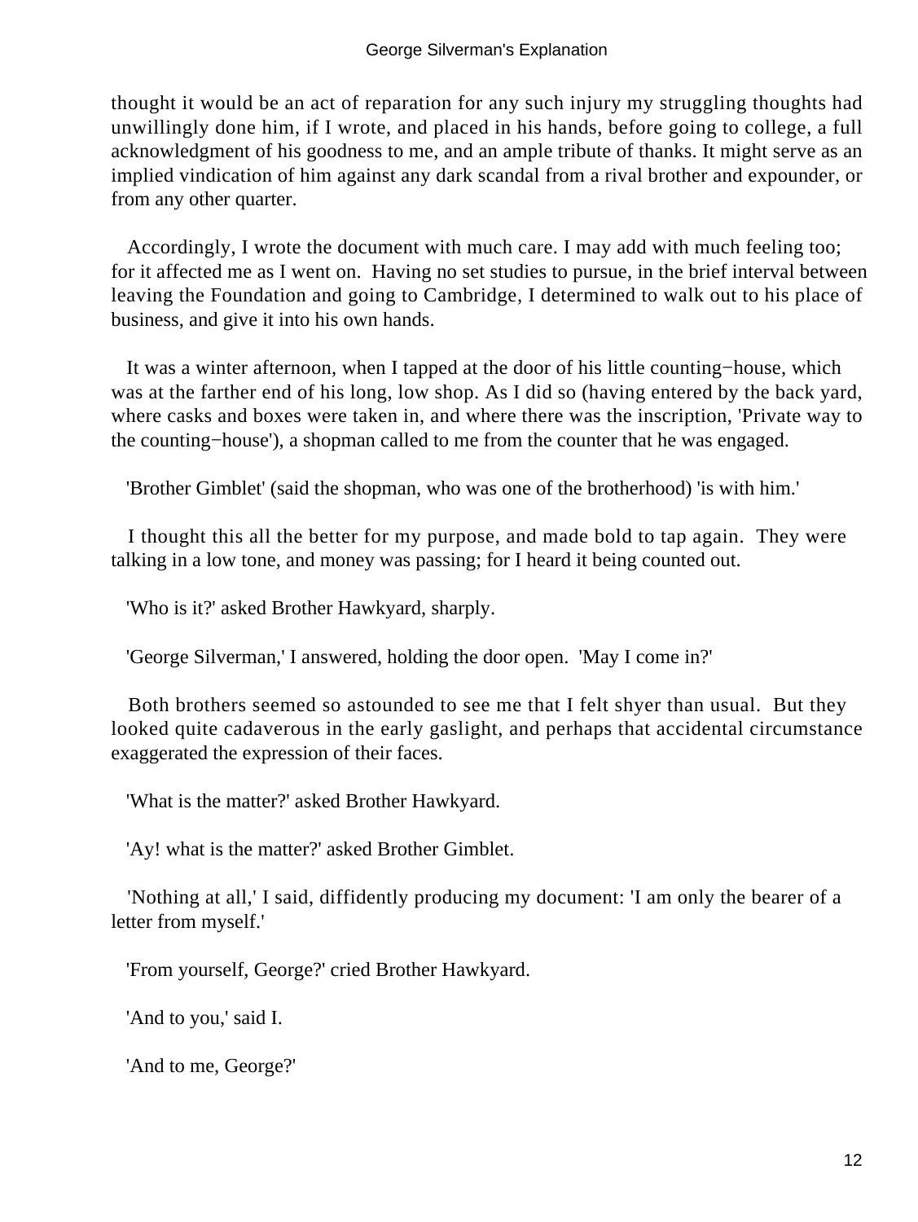thought it would be an act of reparation for any such injury my struggling thoughts had unwillingly done him, if I wrote, and placed in his hands, before going to college, a full acknowledgment of his goodness to me, and an ample tribute of thanks. It might serve as an implied vindication of him against any dark scandal from a rival brother and expounder, or from any other quarter.

Accordingly, I wrote the document with much care. I may add with much feeling too; for it affected me as I went on. Having no set studies to pursue, in the brief interval between leaving the Foundation and going to Cambridge, I determined to walk out to his place of business, and give it into his own hands.

It was a winter afternoon, when I tapped at the door of his little counting−house, which was at the farther end of his long, low shop. As I did so (having entered by the back yard, where casks and boxes were taken in, and where there was the inscription, 'Private way to the counting−house'), a shopman called to me from the counter that he was engaged.

'Brother Gimblet' (said the shopman, who was one of the brotherhood) 'is with him.'

I thought this all the better for my purpose, and made bold to tap again. They were talking in a low tone, and money was passing; for I heard it being counted out.

'Who is it?' asked Brother Hawkyard, sharply.

'George Silverman,' I answered, holding the door open. 'May I come in?'

Both brothers seemed so astounded to see me that I felt shyer than usual. But they looked quite cadaverous in the early gaslight, and perhaps that accidental circumstance exaggerated the expression of their faces.

'What is the matter?' asked Brother Hawkyard.

'Ay! what is the matter?' asked Brother Gimblet.

'Nothing at all,' I said, diffidently producing my document: 'I am only the bearer of a letter from myself.'

'From yourself, George?' cried Brother Hawkyard.

'And to you,' said I.

'And to me, George?'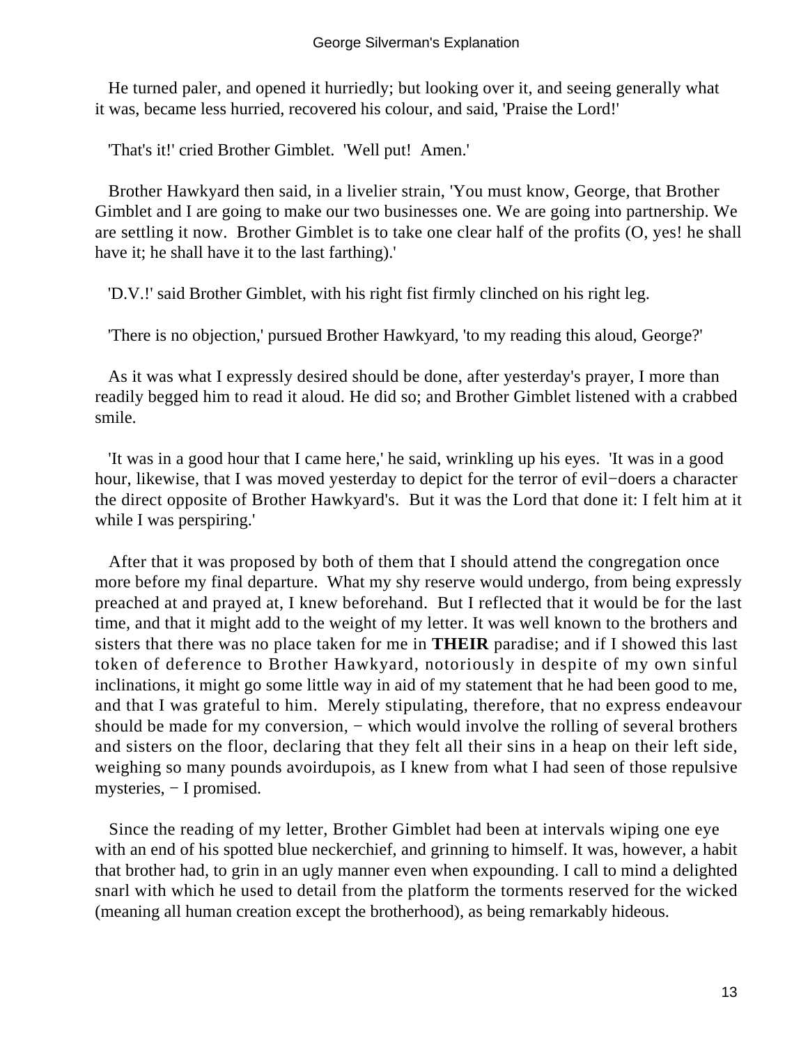He turned paler, and opened it hurriedly; but looking over it, and seeing generally what it was, became less hurried, recovered his colour, and said, 'Praise the Lord!'

'That's it!' cried Brother Gimblet. 'Well put! Amen.'

Brother Hawkyard then said, in a livelier strain, 'You must know, George, that Brother Gimblet and I are going to make our two businesses one. We are going into partnership. We are settling it now. Brother Gimblet is to take one clear half of the profits (O, yes! he shall have it; he shall have it to the last farthing).'

'D.V.!' said Brother Gimblet, with his right fist firmly clinched on his right leg.

'There is no objection,' pursued Brother Hawkyard, 'to my reading this aloud, George?'

As it was what I expressly desired should be done, after yesterday's prayer, I more than readily begged him to read it aloud. He did so; and Brother Gimblet listened with a crabbed smile.

'It was in a good hour that I came here,' he said, wrinkling up his eyes. 'It was in a good hour, likewise, that I was moved yesterday to depict for the terror of evil−doers a character the direct opposite of Brother Hawkyard's. But it was the Lord that done it: I felt him at it while I was perspiring.'

After that it was proposed by both of them that I should attend the congregation once more before my final departure. What my shy reserve would undergo, from being expressly preached at and prayed at, I knew beforehand. But I reflected that it would be for the last time, and that it might add to the weight of my letter. It was well known to the brothers and sisters that there was no place taken for me in **THEIR** paradise; and if I showed this last token of deference to Brother Hawkyard, notoriously in despite of my own sinful inclinations, it might go some little way in aid of my statement that he had been good to me, and that I was grateful to him. Merely stipulating, therefore, that no express endeavour should be made for my conversion, − which would involve the rolling of several brothers and sisters on the floor, declaring that they felt all their sins in a heap on their left side, weighing so many pounds avoirdupois, as I knew from what I had seen of those repulsive mysteries, − I promised.

Since the reading of my letter, Brother Gimblet had been at intervals wiping one eye with an end of his spotted blue neckerchief, and grinning to himself. It was, however, a habit that brother had, to grin in an ugly manner even when expounding. I call to mind a delighted snarl with which he used to detail from the platform the torments reserved for the wicked (meaning all human creation except the brotherhood), as being remarkably hideous.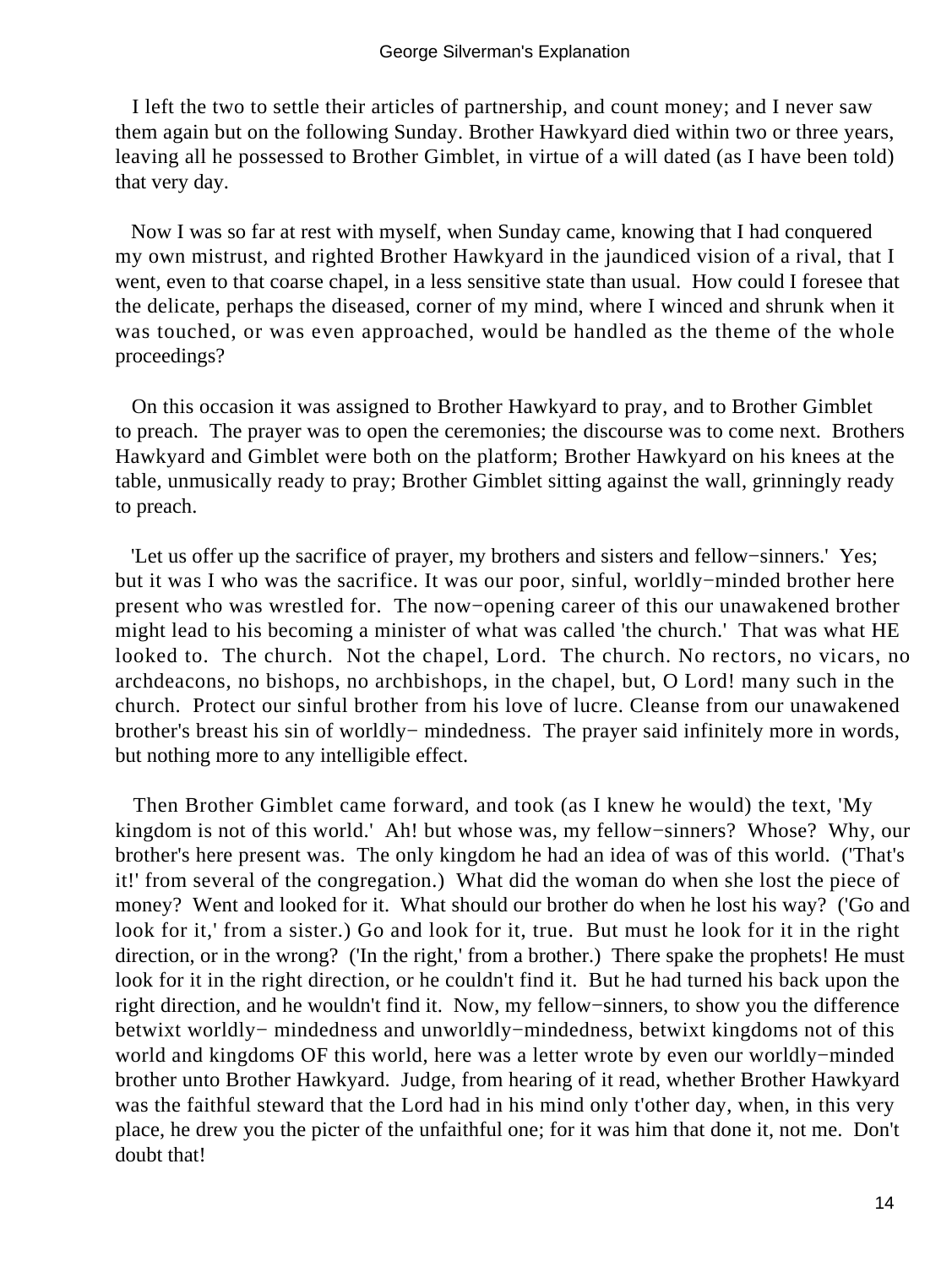I left the two to settle their articles of partnership, and count money; and I never saw them again but on the following Sunday. Brother Hawkyard died within two or three years, leaving all he possessed to Brother Gimblet, in virtue of a will dated (as I have been told) that very day.

Now I was so far at rest with myself, when Sunday came, knowing that I had conquered my own mistrust, and righted Brother Hawkyard in the jaundiced vision of a rival, that I went, even to that coarse chapel, in a less sensitive state than usual. How could I foresee that the delicate, perhaps the diseased, corner of my mind, where I winced and shrunk when it was touched, or was even approached, would be handled as the theme of the whole proceedings?

On this occasion it was assigned to Brother Hawkyard to pray, and to Brother Gimblet to preach. The prayer was to open the ceremonies; the discourse was to come next. Brothers Hawkyard and Gimblet were both on the platform; Brother Hawkyard on his knees at the table, unmusically ready to pray; Brother Gimblet sitting against the wall, grinningly ready to preach.

'Let us offer up the sacrifice of prayer, my brothers and sisters and fellow−sinners.' Yes; but it was I who was the sacrifice. It was our poor, sinful, worldly−minded brother here present who was wrestled for. The now−opening career of this our unawakened brother might lead to his becoming a minister of what was called 'the church.' That was what HE looked to. The church. Not the chapel, Lord. The church. No rectors, no vicars, no archdeacons, no bishops, no archbishops, in the chapel, but, O Lord! many such in the church. Protect our sinful brother from his love of lucre. Cleanse from our unawakened brother's breast his sin of worldly− mindedness. The prayer said infinitely more in words, but nothing more to any intelligible effect.

Then Brother Gimblet came forward, and took (as I knew he would) the text, 'My kingdom is not of this world.' Ah! but whose was, my fellow−sinners? Whose? Why, our brother's here present was. The only kingdom he had an idea of was of this world. ('That's it!' from several of the congregation.) What did the woman do when she lost the piece of money? Went and looked for it. What should our brother do when he lost his way? ('Go and look for it,' from a sister.) Go and look for it, true. But must he look for it in the right direction, or in the wrong? ('In the right,' from a brother.) There spake the prophets! He must look for it in the right direction, or he couldn't find it. But he had turned his back upon the right direction, and he wouldn't find it. Now, my fellow−sinners, to show you the difference betwixt worldly− mindedness and unworldly−mindedness, betwixt kingdoms not of this world and kingdoms OF this world, here was a letter wrote by even our worldly−minded brother unto Brother Hawkyard. Judge, from hearing of it read, whether Brother Hawkyard was the faithful steward that the Lord had in his mind only t'other day, when, in this very place, he drew you the picter of the unfaithful one; for it was him that done it, not me. Don't doubt that!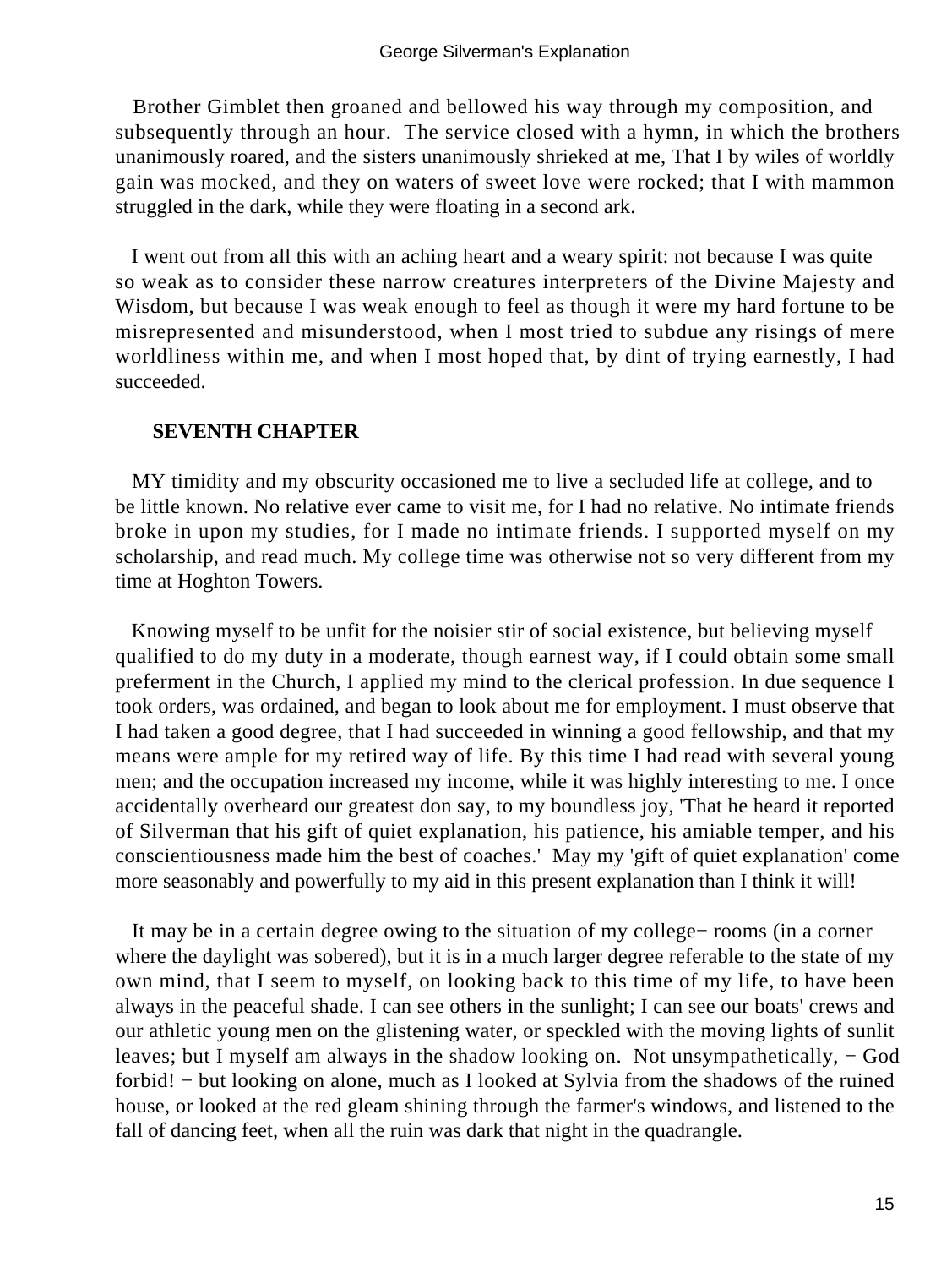Brother Gimblet then groaned and bellowed his way through my composition, and subsequently through an hour. The service closed with a hymn, in which the brothers unanimously roared, and the sisters unanimously shrieked at me, That I by wiles of worldly gain was mocked, and they on waters of sweet love were rocked; that I with mammon struggled in the dark, while they were floating in a second ark.

I went out from all this with an aching heart and a weary spirit: not because I was quite so weak as to consider these narrow creatures interpreters of the Divine Majesty and Wisdom, but because I was weak enough to feel as though it were my hard fortune to be misrepresented and misunderstood, when I most tried to subdue any risings of mere worldliness within me, and when I most hoped that, by dint of trying earnestly, I had succeeded.

## SEVENTH CHAPTER

MY timidity and my obscurity occasioned me to live a secluded life at college, and to be little known. No relative ever came to visit me, for I had no relative. No intimate friends broke in upon my studies, for I made no intimate friends. I supported myself on my scholarship, and read much. My college time was otherwise not so very different from my time at Hoghton Towers.

Knowing myself to be unfit for the noisier stir of social existence, but believing myself qualified to do my duty in a moderate, though earnest way, if I could obtain some small preferment in the Church, I applied my mind to the clerical profession. In due sequence I took orders, was ordained, and began to look about me for employment. I must observe that I had taken a good degree, that I had succeeded in winning a good fellowship, and that my means were ample for my retired way of life. By this time I had read with several young men; and the occupation increased my income, while it was highly interesting to me. I once accidentally overheard our greatest don say, to my boundless joy, 'That he heard it reported of Silverman that his gift of quiet explanation, his patience, his amiable temper, and his conscientiousness made him the best of coaches.' May my 'gift of quiet explanation' come more seasonably and powerfully to my aid in this present explanation than I think it will!

It may be in a certain degree owing to the situation of my college− rooms (in a corner where the daylight was sobered), but it is in a much larger degree referable to the state of my own mind, that I seem to myself, on looking back to this time of my life, to have been always in the peaceful shade. I can see others in the sunlight; I can see our boats' crews and our athletic young men on the glistening water, or speckled with the moving lights of sunlit leaves; but I myself am always in the shadow looking on. Not unsympathetically, − God forbid! − but looking on alone, much as I looked at Sylvia from the shadows of the ruined house, or looked at the red gleam shining through the farmer's windows, and listened to the fall of dancing feet, when all the ruin was dark that night in the quadrangle.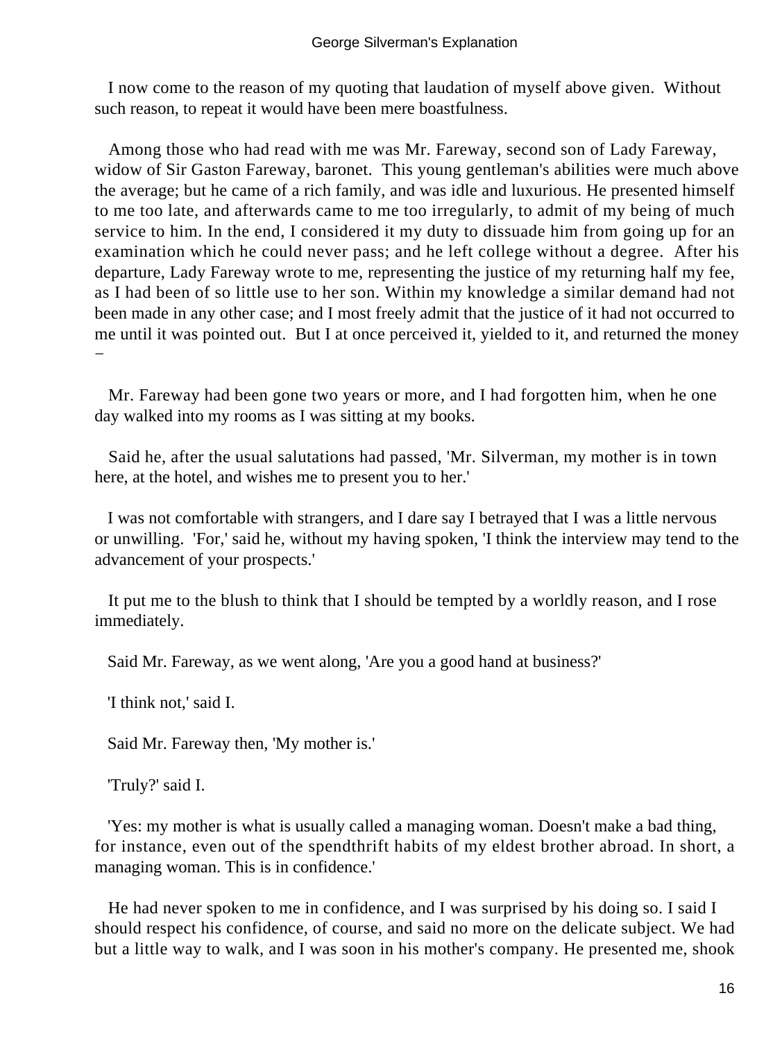I now come to the reason of my quoting that laudation of myself above given. Without such reason, to repeat it would have been mere boastfulness.

Among those who had read with me was Mr. Fareway, second son of Lady Fareway, widow of Sir Gaston Fareway, baronet. This young gentleman's abilities were much above the average; but he came of a rich family, and was idle and luxurious. He presented himself to me too late, and afterwards came to me too irregularly, to admit of my being of much service to him. In the end, I considered it my duty to dissuade him from going up for an examination which he could never pass; and he left college without a degree. After his departure, Lady Fareway wrote to me, representing the justice of my returning half my fee, as I had been of so little use to her son. Within my knowledge a similar demand had not been made in any other case; and I most freely admit that the justice of it had not occurred to me until it was pointed out. But I at once perceived it, yielded to it, and returned the money –

Mr. Fareway had been gone two years or more, and I had forgotten him, when he one day walked into my rooms as I was sitting at my books.

Said he, after the usual salutations had passed, 'Mr. Silverman, my mother is in town here, at the hotel, and wishes me to present you to her.'

I was not comfortable with strangers, and I dare say I betrayed that I was a little nervous or unwilling. 'For,' said he, without my having spoken, 'I think the interview may tend to the advancement of your prospects.'

It put me to the blush to think that I should be tempted by a worldly reason, and I rose immediately.

Said Mr. Fareway, as we went along, 'Are you a good hand at business?'

'I think not,' said I.

Said Mr. Fareway then, 'My mother is.'

'Truly?' said I.

'Yes: my mother is what is usually called a managing woman. Doesn't make a bad thing, for instance, even out of the spendthrift habits of my eldest brother abroad. In short, a managing woman. This is in confidence.'

He had never spoken to me in confidence, and I was surprised by his doing so. I said I should respect his confidence, of course, and said no more on the delicate subject. We had but a little way to walk, and I was soon in his mother's company. He presented me, shook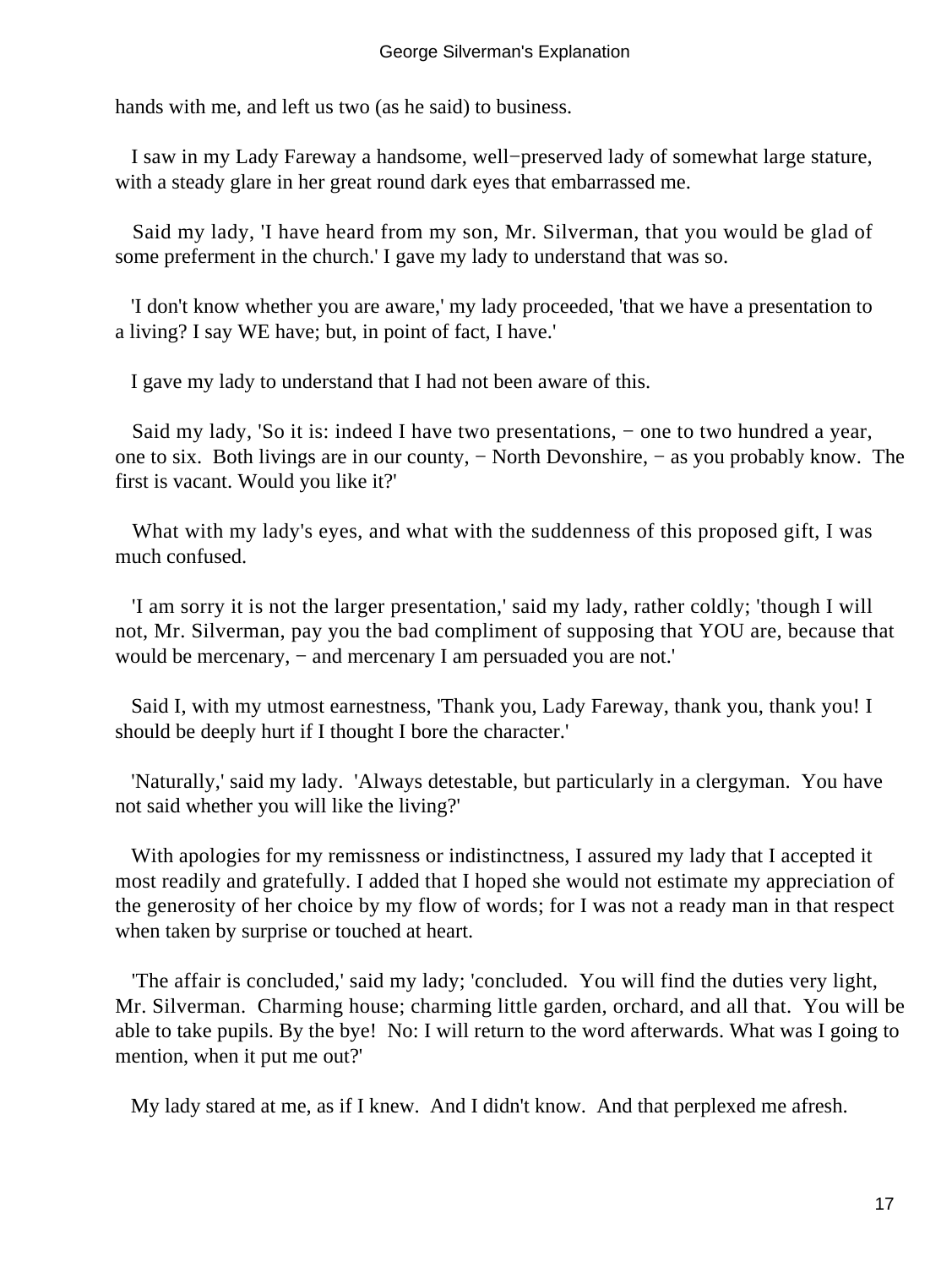hands with me, and left us two (as he said) to business.

I saw in my Lady Fareway a handsome, well−preserved lady of somewhat large stature, with a steady glare in her great round dark eyes that embarrassed me.

Said my lady, 'I have heard from my son, Mr. Silverman, that you would be glad of some preferment in the church.' I gave my lady to understand that was so.

'I don't know whether you are aware,' my lady proceeded, 'that we have a presentation to a living? I say WE have; but, in point of fact, I have.'

I gave my lady to understand that I had not been aware of this.

Said my lady, 'So it is: indeed I have two presentations, − one to two hundred a year, one to six. Both livings are in our county, − North Devonshire, − as you probably know. The first is vacant. Would you like it?'

What with my lady's eyes, and what with the suddenness of this proposed gift, I was much confused.

'I am sorry it is not the larger presentation,' said my lady, rather coldly; 'though I will not, Mr. Silverman, pay you the bad compliment of supposing that YOU are, because that would be mercenary, − and mercenary I am persuaded you are not.'

Said I, with my utmost earnestness, 'Thank you, Lady Fareway, thank you, thank you! I should be deeply hurt if I thought I bore the character.'

'Naturally,' said my lady. 'Always detestable, but particularly in a clergyman. You have not said whether you will like the living?'

With apologies for my remissness or indistinctness, I assured my lady that I accepted it most readily and gratefully. I added that I hoped she would not estimate my appreciation of the generosity of her choice by my flow of words; for I was not a ready man in that respect when taken by surprise or touched at heart.

'The affair is concluded,' said my lady; 'concluded. You will find the duties very light, Mr. Silverman. Charming house; charming little garden, orchard, and all that. You will be able to take pupils. By the bye! No: I will return to the word afterwards. What was I going to mention, when it put me out?'

My lady stared at me, as if I knew. And I didn't know. And that perplexed me afresh.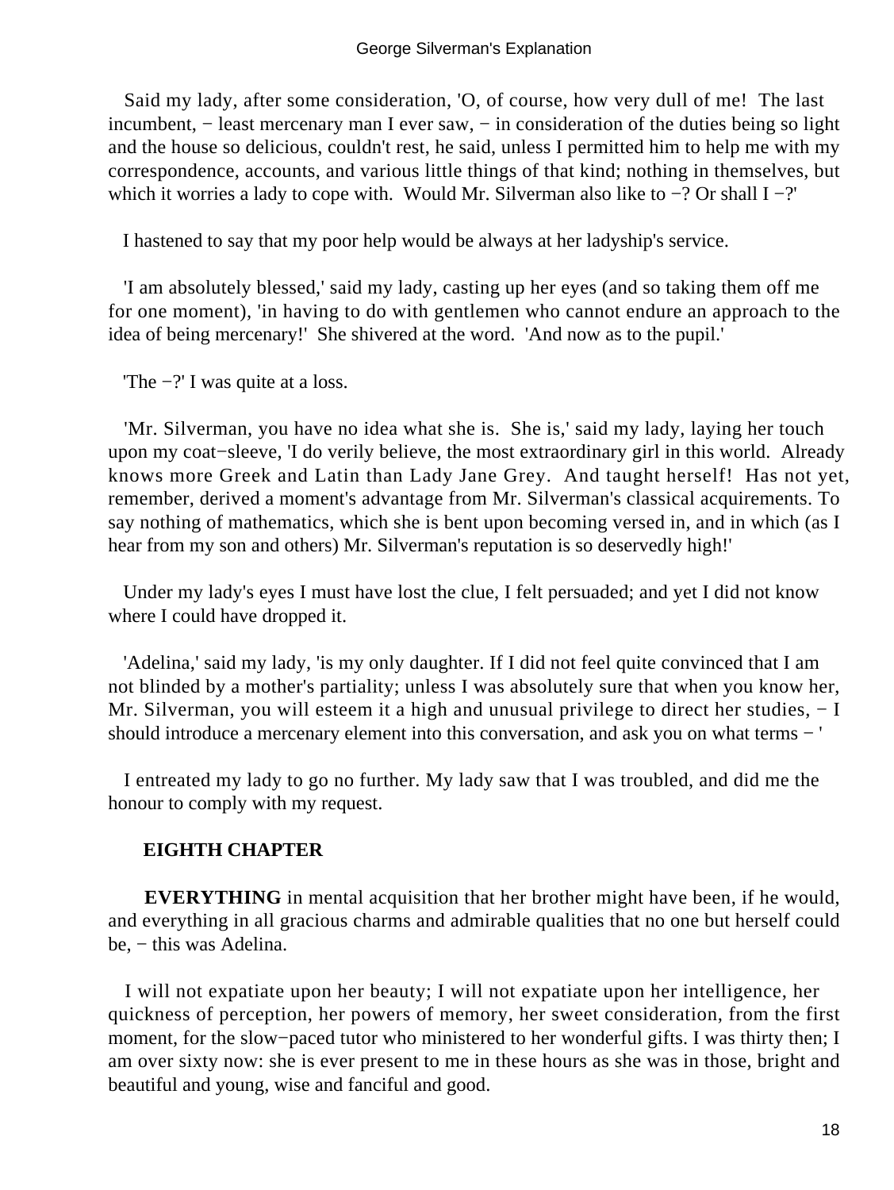Said my lady, after some consideration, 'O, of course, how very dull of me! The last incumbent, − least mercenary man I ever saw, − in consideration of the duties being so light and the house so delicious, couldn't rest, he said, unless I permitted him to help me with my correspondence, accounts, and various little things of that kind; nothing in themselves, but which it worries a lady to cope with. Would Mr. Silverman also like to −? Or shall I −?'

I hastened to say that my poor help would be always at her ladyship's service.

'I am absolutely blessed,' said my lady, casting up her eyes (and so taking them off me for one moment), 'in having to do with gentlemen who cannot endure an approach to the idea of being mercenary!' She shivered at the word. 'And now as to the pupil.'

'The −?' I was quite at a loss.

'Mr. Silverman, you have no idea what she is. She is,' said my lady, laying her touch upon my coat−sleeve, 'I do verily believe, the most extraordinary girl in this world. Already knows more Greek and Latin than Lady Jane Grey. And taught herself! Has not yet, remember, derived a moment's advantage from Mr. Silverman's classical acquirements. To say nothing of mathematics, which she is bent upon becoming versed in, and in which (as I hear from my son and others) Mr. Silverman's reputation is so deservedly high!'

Under my lady's eyes I must have lost the clue, I felt persuaded; and yet I did not know where I could have dropped it.

'Adelina,' said my lady, 'is my only daughter. If I did not feel quite convinced that I am not blinded by a mother's partiality; unless I was absolutely sure that when you know her, Mr. Silverman, you will esteem it a high and unusual privilege to direct her studies, − I should introduce a mercenary element into this conversation, and ask you on what terms − '

I entreated my lady to go no further. My lady saw that I was troubled, and did me the honour to comply with my request.

## EIGHTH CHAPTER

**EVERYTHING** in mental acquisition that her brother might have been, if he would, and everything in all gracious charms and admirable qualities that no one but herself could be, − this was Adelina.

I will not expatiate upon her beauty; I will not expatiate upon her intelligence, her quickness of perception, her powers of memory, her sweet consideration, from the first moment, for the slow−paced tutor who ministered to her wonderful gifts. I was thirty then; I am over sixty now: she is ever present to me in these hours as she was in those, bright and beautiful and young, wise and fanciful and good.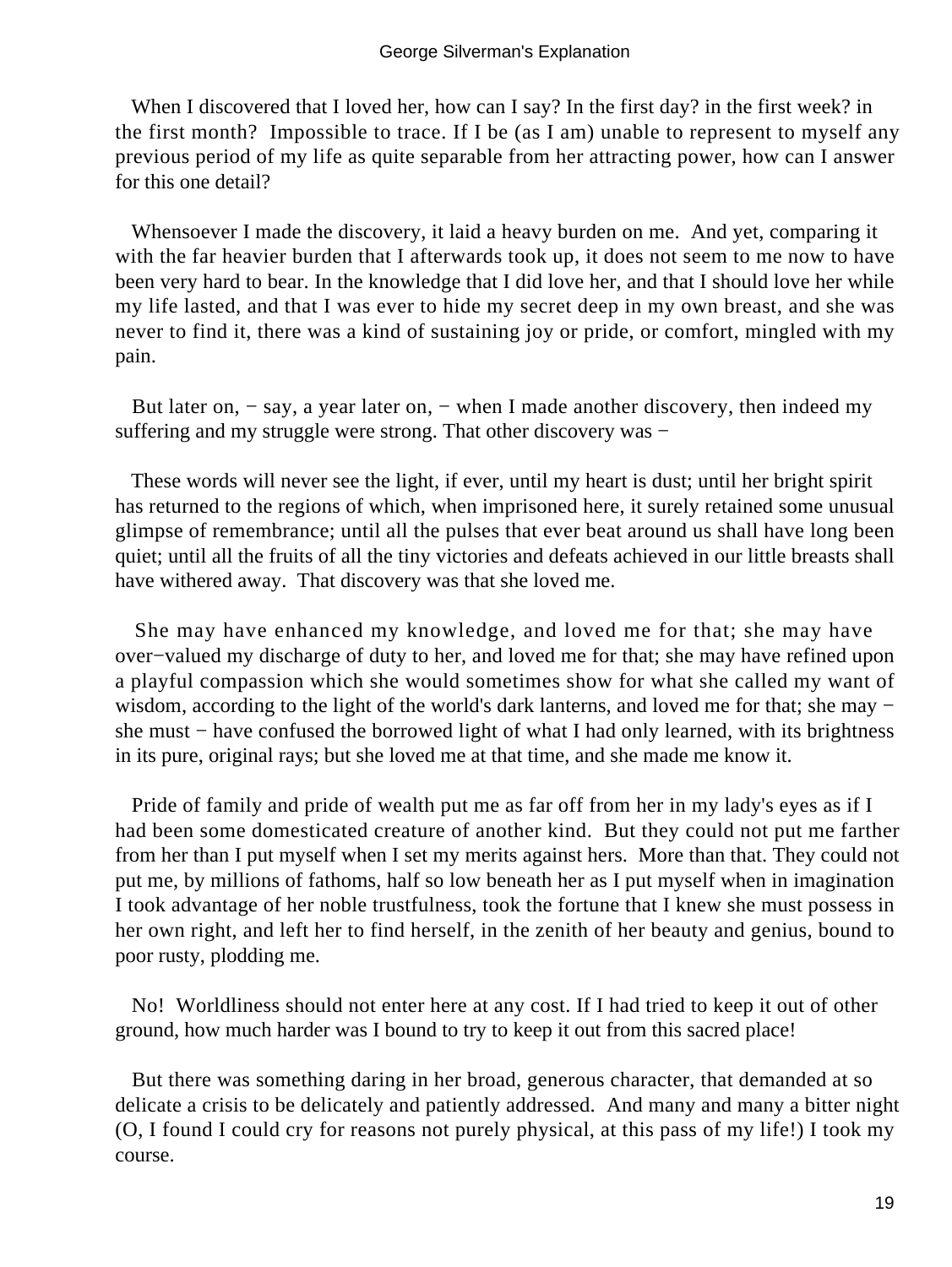When I discovered that I loved her, how can I say? In the first day? in the first week? in the first month? Impossible to trace. If I be (as I am) unable to represent to myself any previous period of my life as quite separable from her attracting power, how can I answer for this one detail?

Whensoever I made the discovery, it laid a heavy burden on me. And yet, comparing it with the far heavier burden that I afterwards took up, it does not seem to me now to have been very hard to bear. In the knowledge that I did love her, and that I should love her while my life lasted, and that I was ever to hide my secret deep in my own breast, and she was never to find it, there was a kind of sustaining joy or pride, or comfort, mingled with my pain.

But later on, − say, a year later on, − when I made another discovery, then indeed my suffering and my struggle were strong. That other discovery was −

These words will never see the light, if ever, until my heart is dust; until her bright spirit has returned to the regions of which, when imprisoned here, it surely retained some unusual glimpse of remembrance; until all the pulses that ever beat around us shall have long been quiet; until all the fruits of all the tiny victories and defeats achieved in our little breasts shall have withered away. That discovery was that she loved me.

She may have enhanced my knowledge, and loved me for that; she may have over−valued my discharge of duty to her, and loved me for that; she may have refined upon a playful compassion which she would sometimes show for what she called my want of wisdom, according to the light of the world's dark lanterns, and loved me for that; she may − she must − have confused the borrowed light of what I had only learned, with its brightness in its pure, original rays; but she loved me at that time, and she made me know it.

Pride of family and pride of wealth put me as far off from her in my lady's eyes as if I had been some domesticated creature of another kind. But they could not put me farther from her than I put myself when I set my merits against hers. More than that. They could not put me, by millions of fathoms, half so low beneath her as I put myself when in imagination I took advantage of her noble trustfulness, took the fortune that I knew she must possess in her own right, and left her to find herself, in the zenith of her beauty and genius, bound to poor rusty, plodding me.

No! Worldliness should not enter here at any cost. If I had tried to keep it out of other ground, how much harder was I bound to try to keep it out from this sacred place!

But there was something daring in her broad, generous character, that demanded at so delicate a crisis to be delicately and patiently addressed. And many and many a bitter night (O, I found I could cry for reasons not purely physical, at this pass of my life!) I took my course.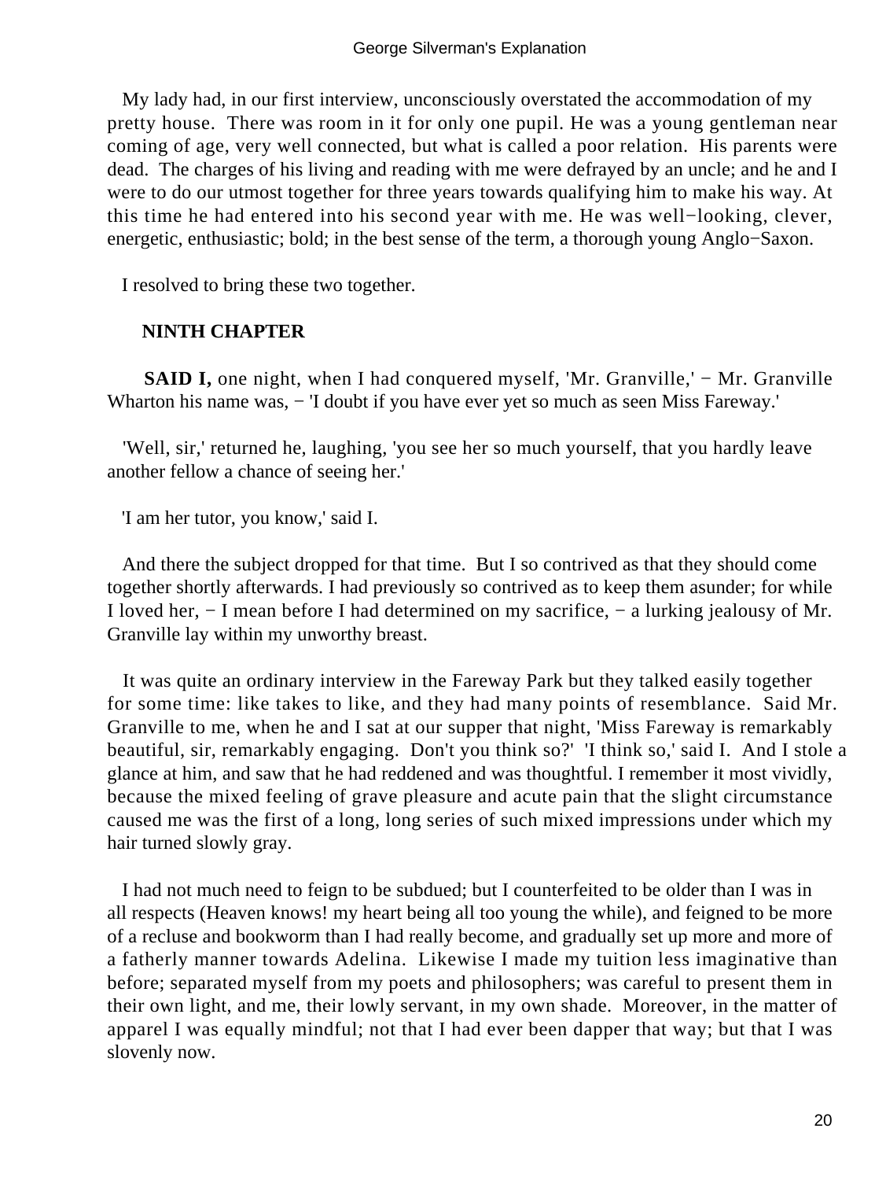My lady had, in our first interview, unconsciously overstated the accommodation of my pretty house. There was room in it for only one pupil. He was a young gentleman near coming of age, very well connected, but what is called a poor relation. His parents were dead. The charges of his living and reading with me were defrayed by an uncle; and he and I were to do our utmost together for three years towards qualifying him to make his way. At this time he had entered into his second year with me. He was well−looking, clever, energetic, enthusiastic; bold; in the best sense of the term, a thorough young Anglo−Saxon.

I resolved to bring these two together.

## NINTH CHAPTER

**SAID I,** one night, when I had conquered myself, 'Mr. Granville,' − Mr. Granville Wharton his name was, − 'I doubt if you have ever yet so much as seen Miss Fareway.'

'Well, sir,' returned he, laughing, 'you see her so much yourself, that you hardly leave another fellow a chance of seeing her.'

'I am her tutor, you know,' said I.

And there the subject dropped for that time. But I so contrived as that they should come together shortly afterwards. I had previously so contrived as to keep them asunder; for while I loved her, − I mean before I had determined on my sacrifice, − a lurking jealousy of Mr. Granville lay within my unworthy breast.

It was quite an ordinary interview in the Fareway Park but they talked easily together for some time: like takes to like, and they had many points of resemblance. Said Mr. Granville to me, when he and I sat at our supper that night, 'Miss Fareway is remarkably beautiful, sir, remarkably engaging. Don't you think so?' 'I think so,' said I. And I stole a glance at him, and saw that he had reddened and was thoughtful. I remember it most vividly, because the mixed feeling of grave pleasure and acute pain that the slight circumstance caused me was the first of a long, long series of such mixed impressions under which my hair turned slowly gray.

I had not much need to feign to be subdued; but I counterfeited to be older than I was in all respects (Heaven knows! my heart being all too young the while), and feigned to be more of a recluse and bookworm than I had really become, and gradually set up more and more of a fatherly manner towards Adelina. Likewise I made my tuition less imaginative than before; separated myself from my poets and philosophers; was careful to present them in their own light, and me, their lowly servant, in my own shade. Moreover, in the matter of apparel I was equally mindful; not that I had ever been dapper that way; but that I was slovenly now.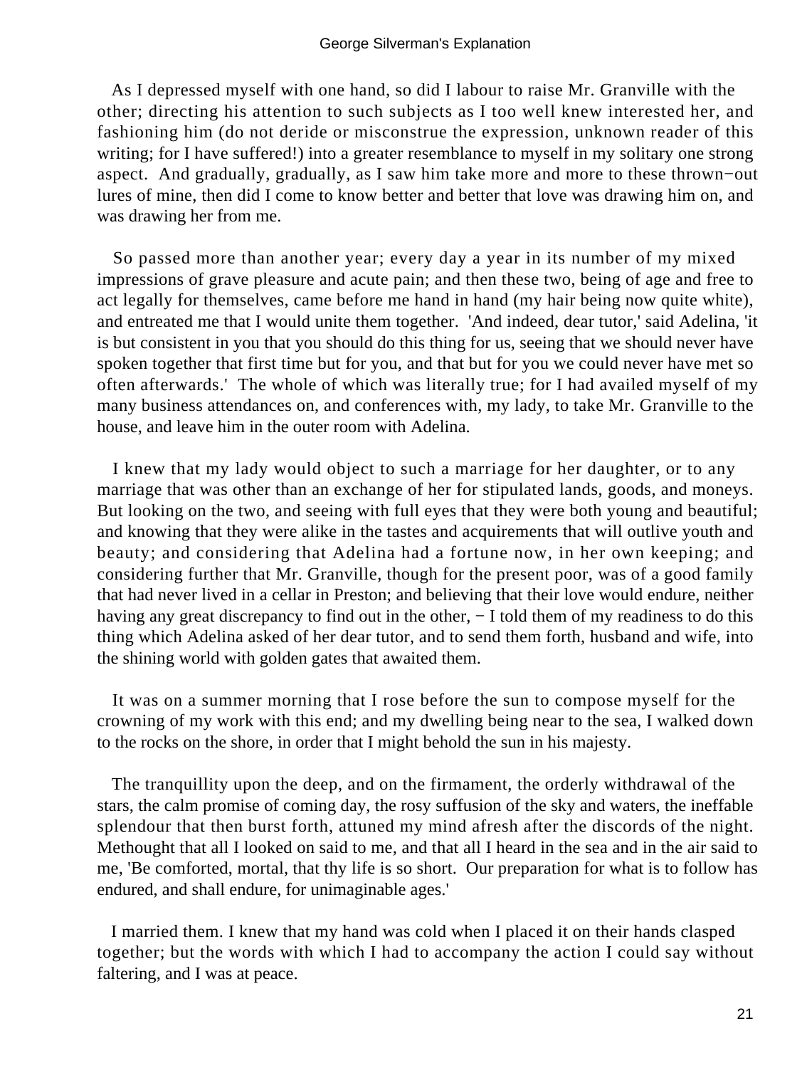As I depressed myself with one hand, so did I labour to raise Mr. Granville with the other; directing his attention to such subjects as I too well knew interested her, and fashioning him (do not deride or misconstrue the expression, unknown reader of this writing; for I have suffered!) into a greater resemblance to myself in my solitary one strong aspect. And gradually, gradually, as I saw him take more and more to these thrown−out lures of mine, then did I come to know better and better that love was drawing him on, and was drawing her from me.

So passed more than another year; every day a year in its number of my mixed impressions of grave pleasure and acute pain; and then these two, being of age and free to act legally for themselves, came before me hand in hand (my hair being now quite white), and entreated me that I would unite them together. 'And indeed, dear tutor,' said Adelina, 'it is but consistent in you that you should do this thing for us, seeing that we should never have spoken together that first time but for you, and that but for you we could never have met so often afterwards.' The whole of which was literally true; for I had availed myself of my many business attendances on, and conferences with, my lady, to take Mr. Granville to the house, and leave him in the outer room with Adelina.

I knew that my lady would object to such a marriage for her daughter, or to any marriage that was other than an exchange of her for stipulated lands, goods, and moneys. But looking on the two, and seeing with full eyes that they were both young and beautiful; and knowing that they were alike in the tastes and acquirements that will outlive youth and beauty; and considering that Adelina had a fortune now, in her own keeping; and considering further that Mr. Granville, though for the present poor, was of a good family that had never lived in a cellar in Preston; and believing that their love would endure, neither having any great discrepancy to find out in the other, − I told them of my readiness to do this thing which Adelina asked of her dear tutor, and to send them forth, husband and wife, into the shining world with golden gates that awaited them.

It was on a summer morning that I rose before the sun to compose myself for the crowning of my work with this end; and my dwelling being near to the sea, I walked down to the rocks on the shore, in order that I might behold the sun in his majesty.

The tranquillity upon the deep, and on the firmament, the orderly withdrawal of the stars, the calm promise of coming day, the rosy suffusion of the sky and waters, the ineffable splendour that then burst forth, attuned my mind afresh after the discords of the night. Methought that all I looked on said to me, and that all I heard in the sea and in the air said to me, 'Be comforted, mortal, that thy life is so short. Our preparation for what is to follow has endured, and shall endure, for unimaginable ages.'

I married them. I knew that my hand was cold when I placed it on their hands clasped together; but the words with which I had to accompany the action I could say without faltering, and I was at peace.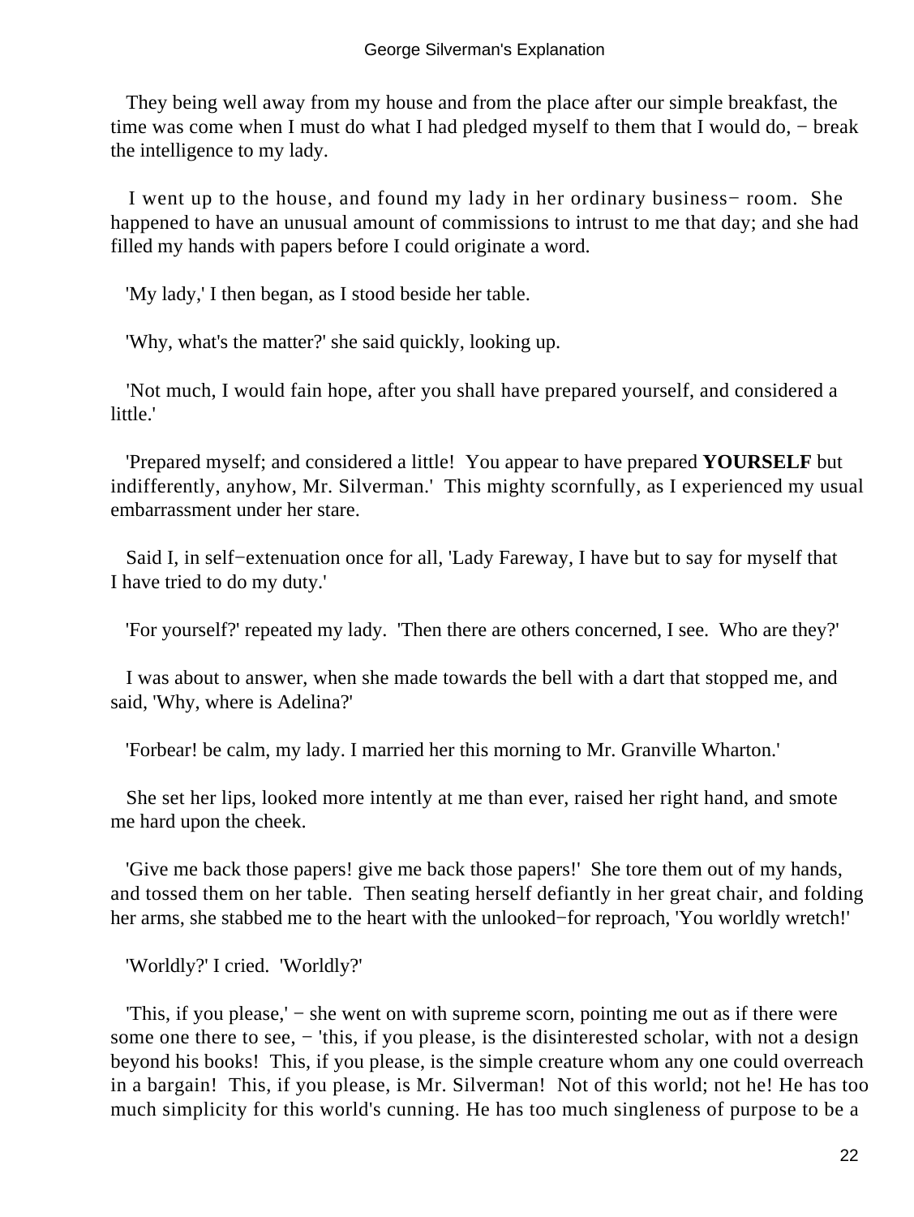They being well away from my house and from the place after our simple breakfast, the time was come when I must do what I had pledged myself to them that I would do, − break the intelligence to my lady.

I went up to the house, and found my lady in her ordinary business− room. She happened to have an unusual amount of commissions to intrust to me that day; and she had filled my hands with papers before I could originate a word.

'My lady,' I then began, as I stood beside her table.

'Why, what's the matter?' she said quickly, looking up.

'Not much, I would fain hope, after you shall have prepared yourself, and considered a little.'

'Prepared myself; and considered a little! You appear to have prepared **YOURSELF** but indifferently, anyhow, Mr. Silverman.' This mighty scornfully, as I experienced my usual embarrassment under her stare.

Said I, in self−extenuation once for all, 'Lady Fareway, I have but to say for myself that I have tried to do my duty.'

'For yourself?' repeated my lady. 'Then there are others concerned, I see. Who are they?'

I was about to answer, when she made towards the bell with a dart that stopped me, and said, 'Why, where is Adelina?'

'Forbear! be calm, my lady. I married her this morning to Mr. Granville Wharton.'

She set her lips, looked more intently at me than ever, raised her right hand, and smote me hard upon the cheek.

'Give me back those papers! give me back those papers!' She tore them out of my hands, and tossed them on her table. Then seating herself defiantly in her great chair, and folding her arms, she stabbed me to the heart with the unlooked−for reproach, 'You worldly wretch!'

'Worldly?' I cried. 'Worldly?'

'This, if you please,' − she went on with supreme scorn, pointing me out as if there were some one there to see, − 'this, if you please, is the disinterested scholar, with not a design beyond his books! This, if you please, is the simple creature whom any one could overreach in a bargain! This, if you please, is Mr. Silverman! Not of this world; not he! He has too much simplicity for this world's cunning. He has too much singleness of purpose to be a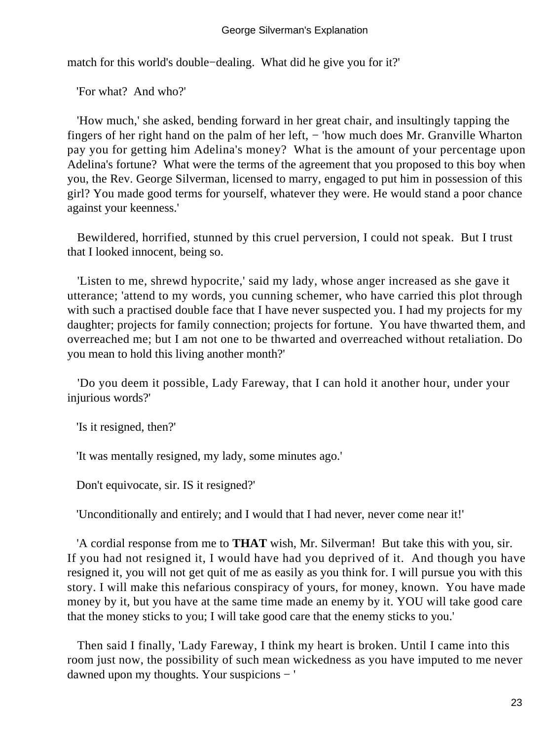match for this world's double−dealing. What did he give you for it?'

'For what? And who?'

'How much,' she asked, bending forward in her great chair, and insultingly tapping the fingers of her right hand on the palm of her left, − 'how much does Mr. Granville Wharton pay you for getting him Adelina's money? What is the amount of your percentage upon Adelina's fortune? What were the terms of the agreement that you proposed to this boy when you, the Rev. George Silverman, licensed to marry, engaged to put him in possession of this girl? You made good terms for yourself, whatever they were. He would stand a poor chance against your keenness.'

Bewildered, horrified, stunned by this cruel perversion, I could not speak. But I trust that I looked innocent, being so.

'Listen to me, shrewd hypocrite,' said my lady, whose anger increased as she gave it utterance; 'attend to my words, you cunning schemer, who have carried this plot through with such a practised double face that I have never suspected you. I had my projects for my daughter; projects for family connection; projects for fortune. You have thwarted them, and overreached me; but I am not one to be thwarted and overreached without retaliation. Do you mean to hold this living another month?'

'Do you deem it possible, Lady Fareway, that I can hold it another hour, under your injurious words?'

'Is it resigned, then?'

'It was mentally resigned, my lady, some minutes ago.'

Don't equivocate, sir. IS it resigned?'

'Unconditionally and entirely; and I would that I had never, never come near it!'

'A cordial response from me to **THAT** wish, Mr. Silverman! But take this with you, sir. If you had not resigned it, I would have had you deprived of it. And though you have resigned it, you will not get quit of me as easily as you think for. I will pursue you with this story. I will make this nefarious conspiracy of yours, for money, known. You have made money by it, but you have at the same time made an enemy by it. YOU will take good care that the money sticks to you; I will take good care that the enemy sticks to you.'

Then said I finally, 'Lady Fareway, I think my heart is broken. Until I came into this room just now, the possibility of such mean wickedness as you have imputed to me never dawned upon my thoughts. Your suspicions − '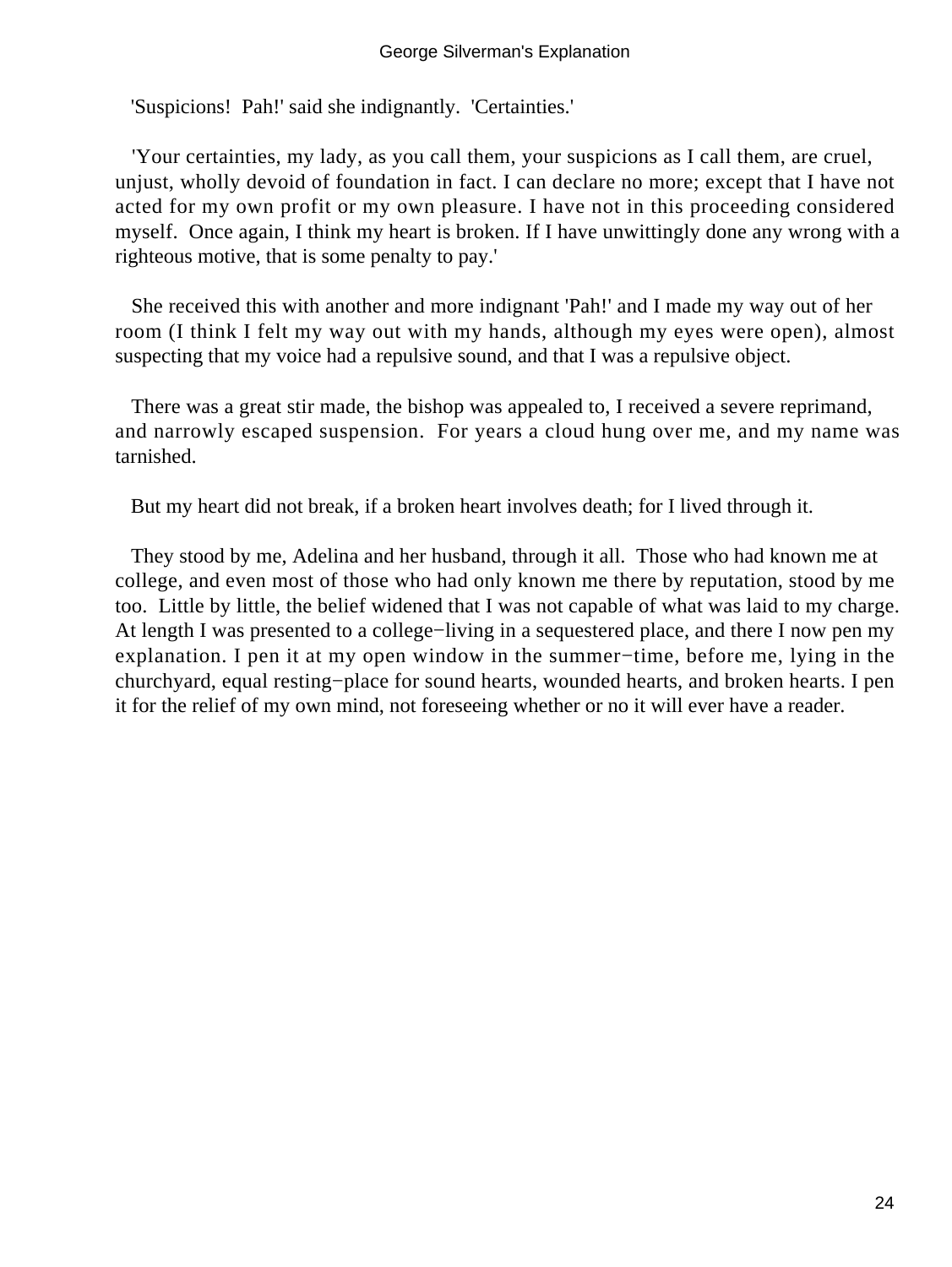'Suspicions! Pah!' said she indignantly. 'Certainties.'

'Your certainties, my lady, as you call them, your suspicions as I call them, are cruel, unjust, wholly devoid of foundation in fact. I can declare no more; except that I have not acted for my own profit or my own pleasure. I have not in this proceeding considered myself. Once again, I think my heart is broken. If I have unwittingly done any wrong with a righteous motive, that is some penalty to pay.'

She received this with another and more indignant 'Pah!' and I made my way out of her room (I think I felt my way out with my hands, although my eyes were open), almost suspecting that my voice had a repulsive sound, and that I was a repulsive object.

There was a great stir made, the bishop was appealed to, I received a severe reprimand, and narrowly escaped suspension. For years a cloud hung over me, and my name was tarnished.

But my heart did not break, if a broken heart involves death; for I lived through it.

They stood by me, Adelina and her husband, through it all. Those who had known me at college, and even most of those who had only known me there by reputation, stood by me too. Little by little, the belief widened that I was not capable of what was laid to my charge. At length I was presented to a college−living in a sequestered place, and there I now pen my explanation. I pen it at my open window in the summer−time, before me, lying in the churchyard, equal resting−place for sound hearts, wounded hearts, and broken hearts. I pen it for the relief of my own mind, not foreseeing whether or no it will ever have a reader.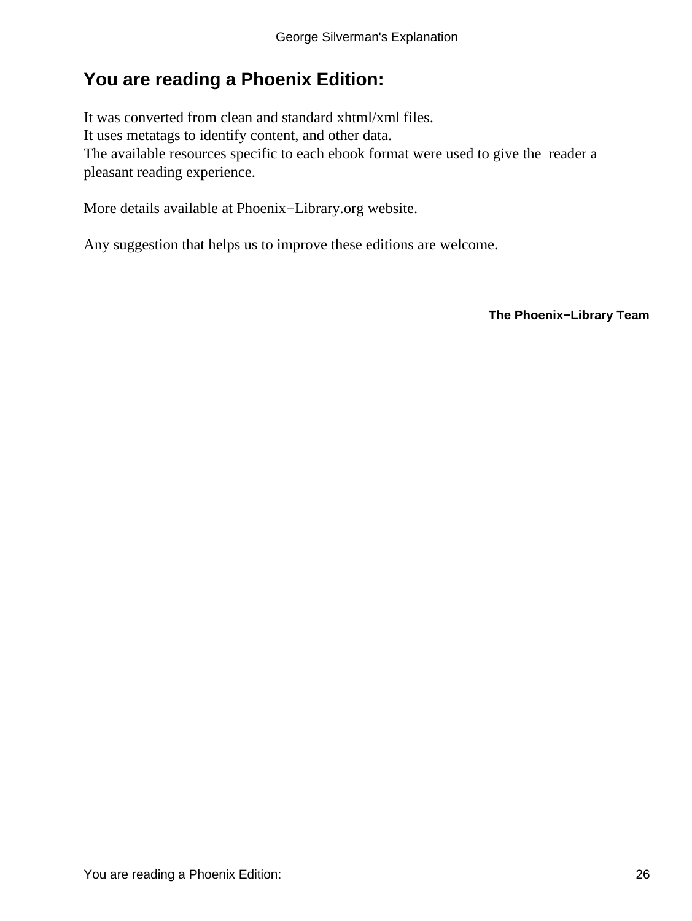## You are reading a Phoenix Edition:

It was converted from clean and standard xhtml/xml files.
It uses metatags to identify content, and other data.
The available resources specific to each ebook format were used to give the reader a pleasant reading experience.

More details available at Phoenix−Library.org website.

Any suggestion that helps us to improve these editions are welcome.

**The Phoenix−Library Team**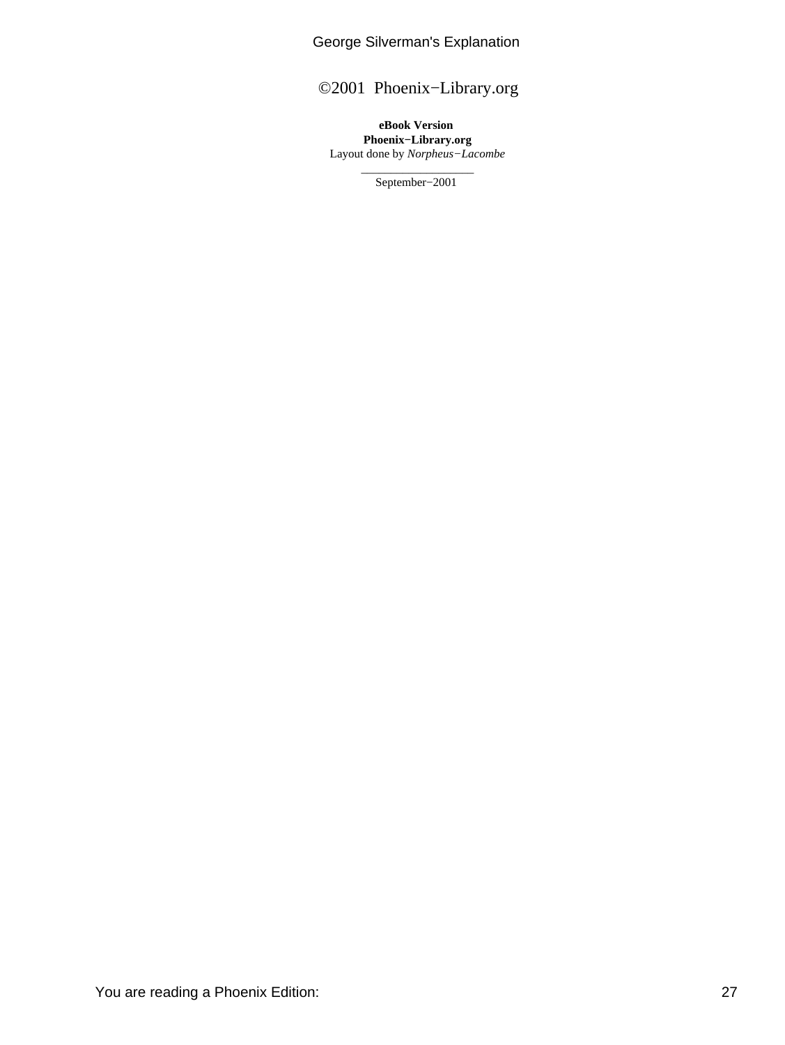©2001 Phoenix−Library.org

**eBook Version**
**Phoenix−Library.org**
Layout done by *Norpheus−Lacombe*

___________________

September−2001